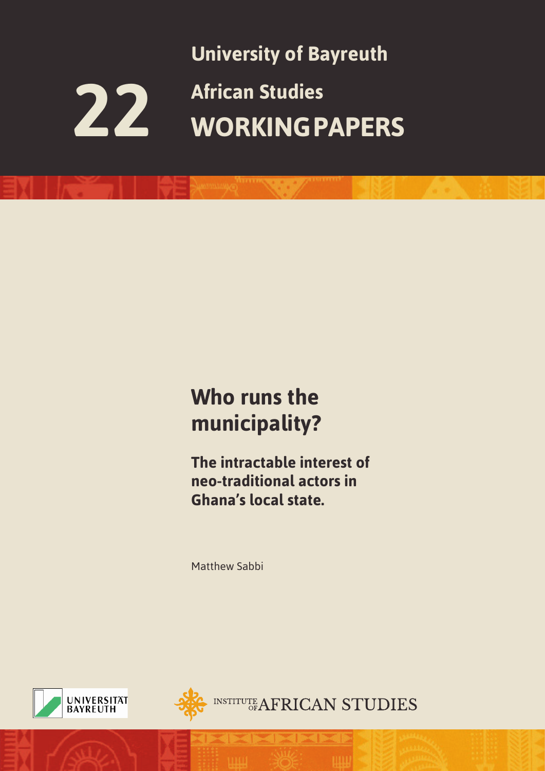University of Bayreuth

22

African Studies
**WORKING PAPERS**

# Who runs the municipality?

## The intractable interest of neo-traditional actors in Ghana's local state.

Matthew Sabbi

UNIVERSITÄT BAYREUTH

INSTITUTE OF AFRICAN STUDIES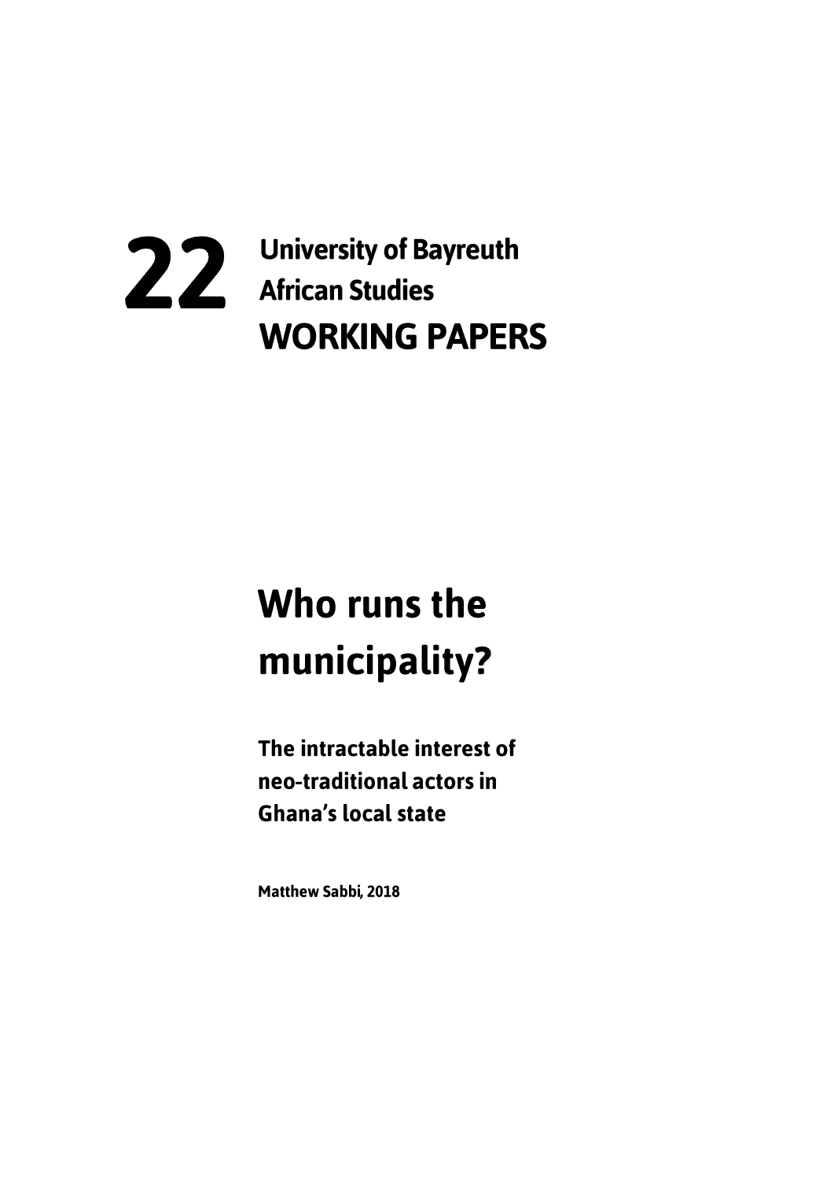**22** University of Bayreuth African Studies

**WORKING PAPERS**

# Who runs the municipality?

## The intractable interest of neo-traditional actors in Ghana's local state

**Matthew Sabbi, 2018**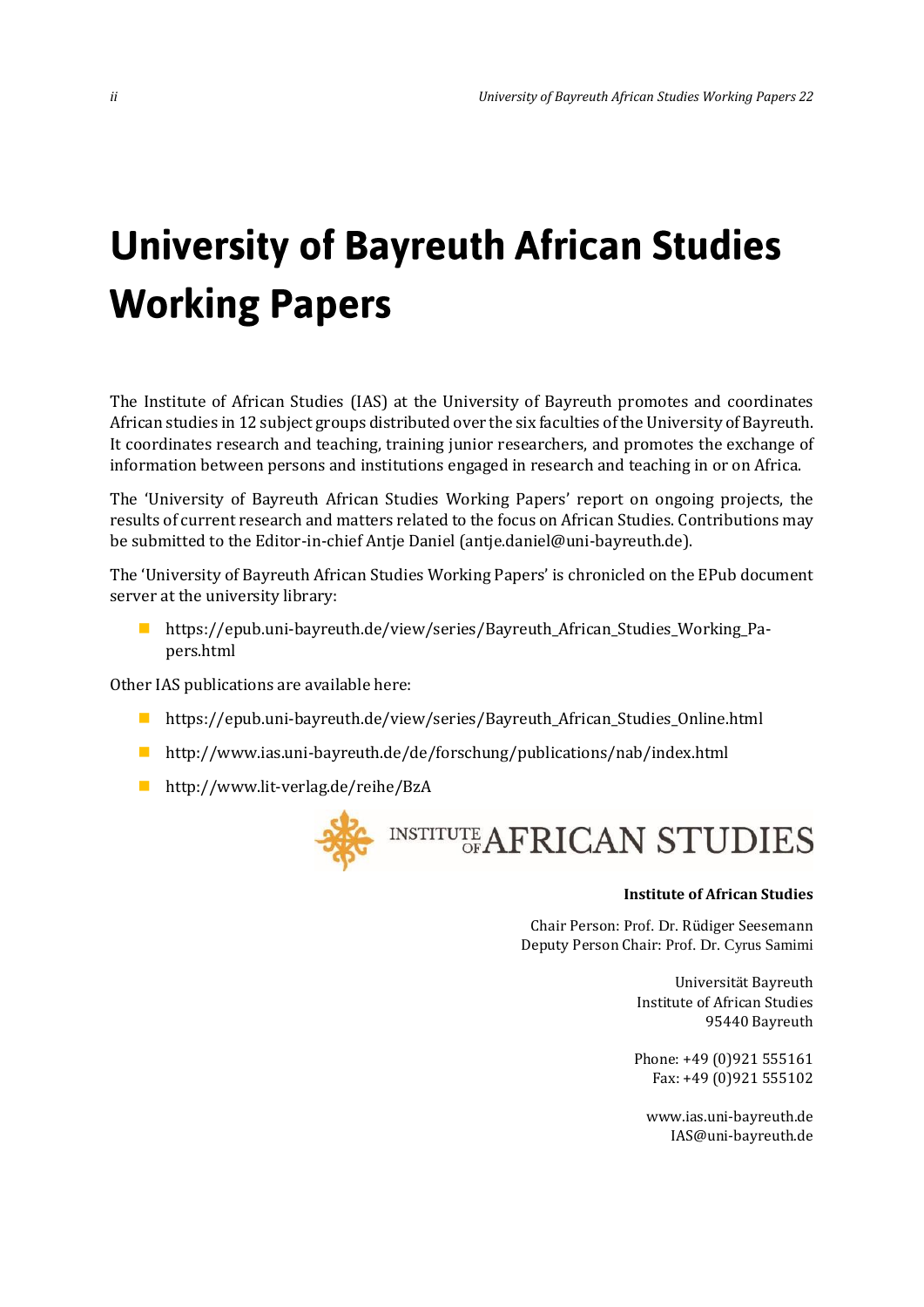# University of Bayreuth African Studies Working Papers

The Institute of African Studies (IAS) at the University of Bayreuth promotes and coordinates African studies in 12 subject groups distributed over the six faculties of the University of Bayreuth. It coordinates research and teaching, training junior researchers, and promotes the exchange of information between persons and institutions engaged in research and teaching in or on Africa.

The 'University of Bayreuth African Studies Working Papers' report on ongoing projects, the results of current research and matters related to the focus on African Studies. Contributions may be submitted to the Editor-in-chief Antje Daniel (antje.daniel@uni-bayreuth.de).

The 'University of Bayreuth African Studies Working Papers' is chronicled on the EPub document server at the university library:

- https://epub.uni-bayreuth.de/view/series/Bayreuth_African_Studies_Working_Papers.html

Other IAS publications are available here:

- https://epub.uni-bayreuth.de/view/series/Bayreuth_African_Studies_Online.html
- http://www.ias.uni-bayreuth.de/de/forschung/publications/nab/index.html
- http://www.lit-verlag.de/reihe/BzA

INSTITUTE OF AFRICAN STUDIES

**Institute of African Studies**

Chair Person: Prof. Dr. Rüdiger Seesemann
Deputy Person Chair: Prof. Dr. Cyrus Samimi

Universität Bayreuth
Institute of African Studies
95440 Bayreuth

Phone: +49 (0)921 555161
Fax: +49 (0)921 555102

www.ias.uni-bayreuth.de
IAS@uni-bayreuth.de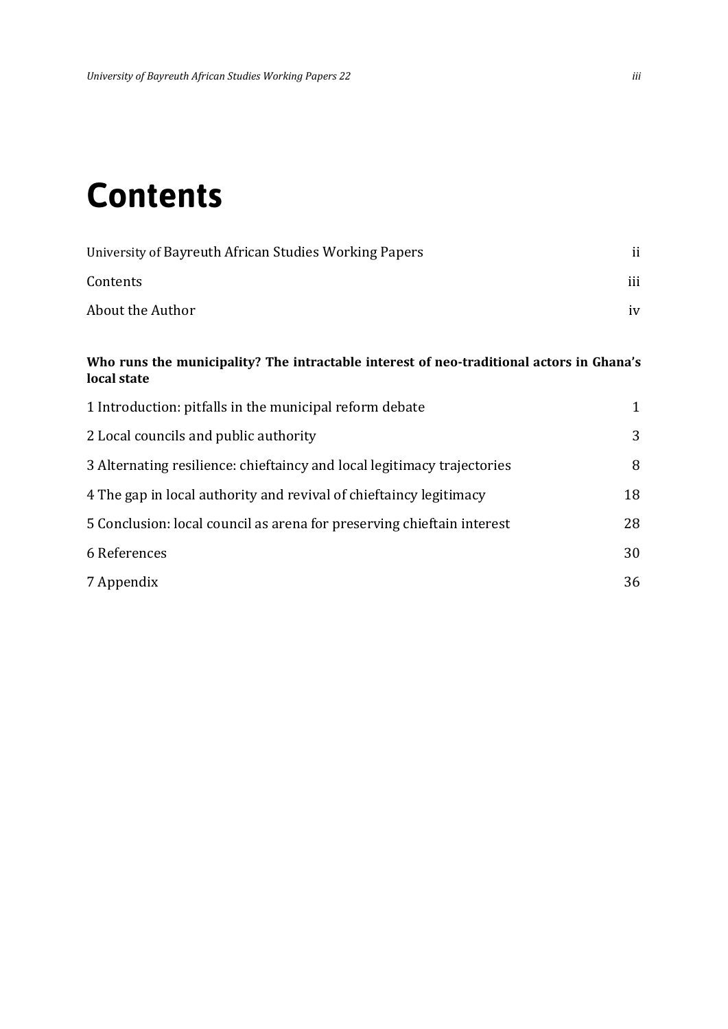# Contents

| | |
|---|---|
| University of Bayreuth African Studies Working Papers | ii |
| Contents | iii |
| About the Author | iv |

**Who runs the municipality? The intractable interest of neo-traditional actors in Ghana's local state**

| | |
|---|---|
| 1 Introduction: pitfalls in the municipal reform debate | 1 |
| 2 Local councils and public authority | 3 |
| 3 Alternating resilience: chieftaincy and local legitimacy trajectories | 8 |
| 4 The gap in local authority and revival of chieftaincy legitimacy | 18 |
| 5 Conclusion: local council as arena for preserving chieftain interest | 28 |
| 6 References | 30 |
| 7 Appendix | 36 |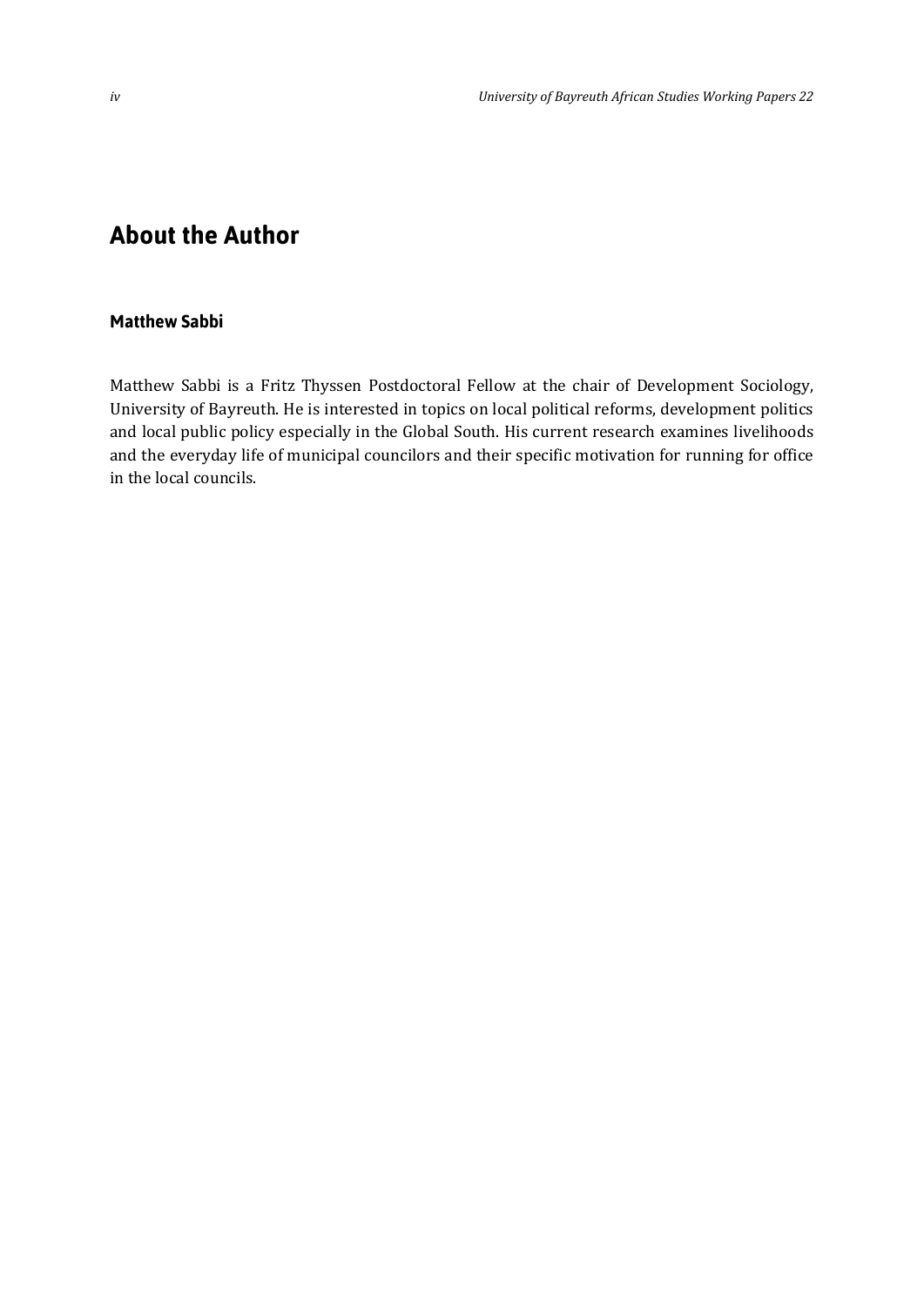## About the Author

### Matthew Sabbi

Matthew Sabbi is a Fritz Thyssen Postdoctoral Fellow at the chair of Development Sociology, University of Bayreuth. He is interested in topics on local political reforms, development politics and local public policy especially in the Global South. His current research examines livelihoods and the everyday life of municipal councilors and their specific motivation for running for office in the local councils.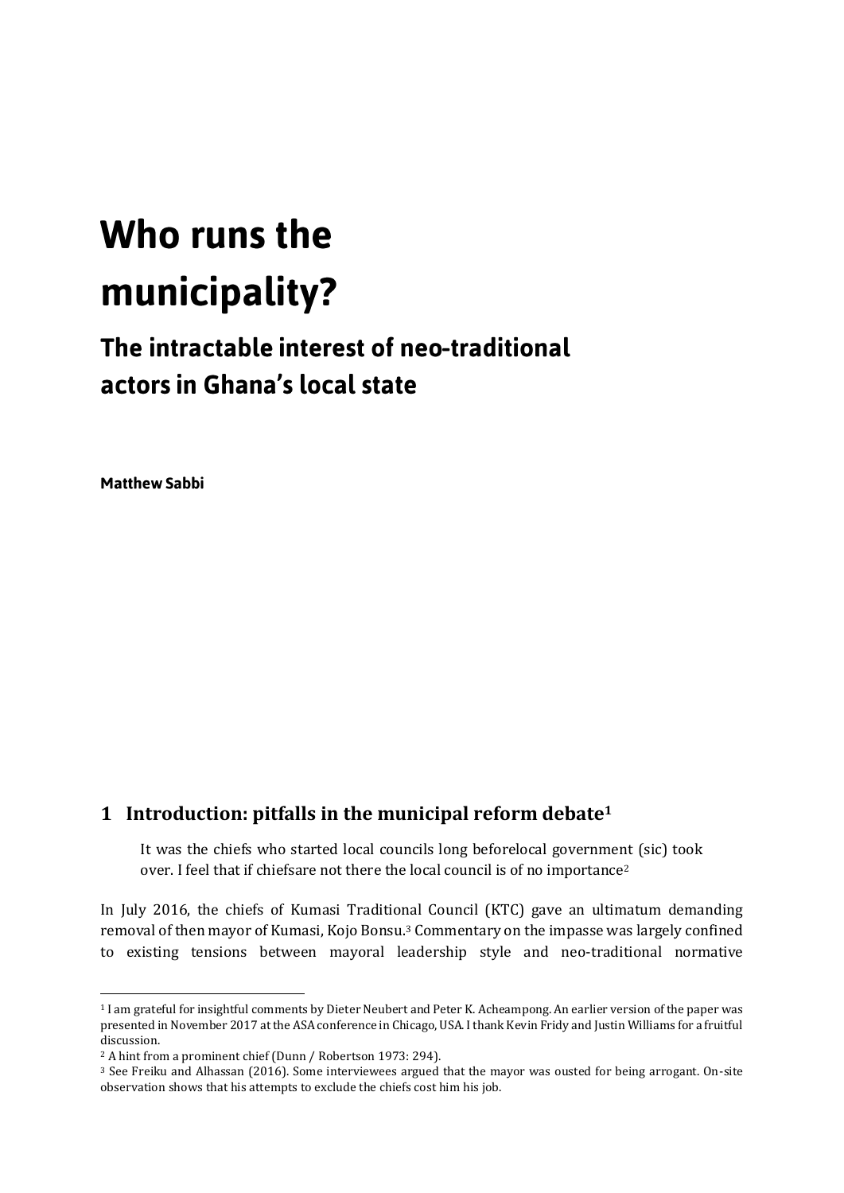# Who runs the municipality?

## The intractable interest of neo-traditional actors in Ghana's local state

**Matthew Sabbi**

## 1 Introduction: pitfalls in the municipal reform debate[1]

> It was the chiefs who started local councils long beforelocal government (sic) took over. I feel that if chiefsare not there the local council is of no importance[2]

In July 2016, the chiefs of Kumasi Traditional Council (KTC) gave an ultimatum demanding removal of then mayor of Kumasi, Kojo Bonsu.[3] Commentary on the impasse was largely confined to existing tensions between mayoral leadership style and neo-traditional normative

---

[1] I am grateful for insightful comments by Dieter Neubert and Peter K. Acheampong. An earlier version of the paper was presented in November 2017 at the ASA conference in Chicago, USA. I thank Kevin Fridy and Justin Williams for a fruitful discussion.

[2] A hint from a prominent chief (Dunn / Robertson 1973: 294).

[3] See Freiku and Alhassan (2016). Some interviewees argued that the mayor was ousted for being arrogant. On-site observation shows that his attempts to exclude the chiefs cost him his job.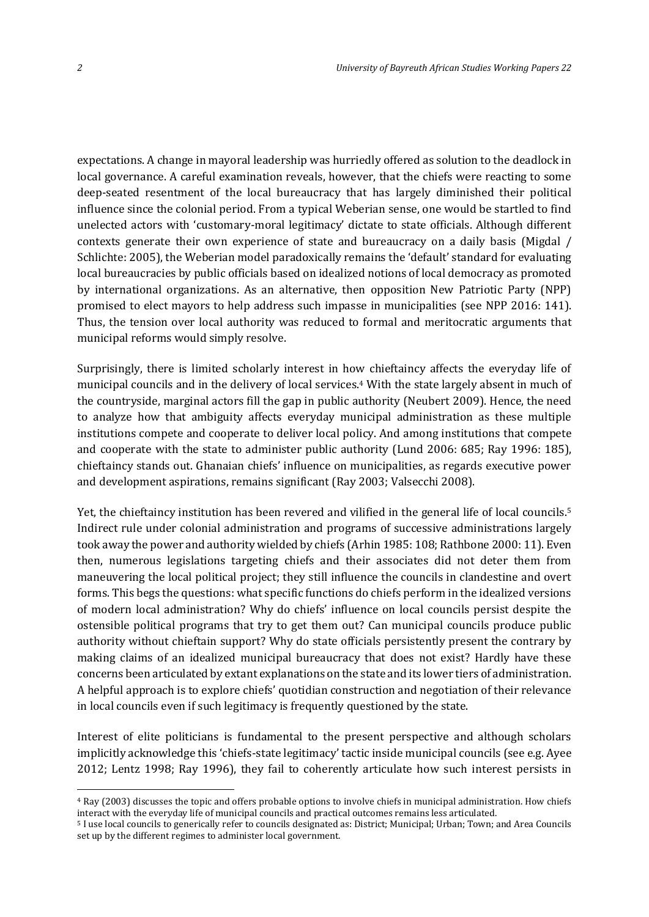expectations. A change in mayoral leadership was hurriedly offered as solution to the deadlock in local governance. A careful examination reveals, however, that the chiefs were reacting to some deep-seated resentment of the local bureaucracy that has largely diminished their political influence since the colonial period. From a typical Weberian sense, one would be startled to find unelected actors with 'customary-moral legitimacy' dictate to state officials. Although different contexts generate their own experience of state and bureaucracy on a daily basis (Migdal / Schlichte: 2005), the Weberian model paradoxically remains the 'default' standard for evaluating local bureaucracies by public officials based on idealized notions of local democracy as promoted by international organizations. As an alternative, then opposition New Patriotic Party (NPP) promised to elect mayors to help address such impasse in municipalities (see NPP 2016: 141). Thus, the tension over local authority was reduced to formal and meritocratic arguments that municipal reforms would simply resolve.

Surprisingly, there is limited scholarly interest in how chieftaincy affects the everyday life of municipal councils and in the delivery of local services.[4] With the state largely absent in much of the countryside, marginal actors fill the gap in public authority (Neubert 2009). Hence, the need to analyze how that ambiguity affects everyday municipal administration as these multiple institutions compete and cooperate to deliver local policy. And among institutions that compete and cooperate with the state to administer public authority (Lund 2006: 685; Ray 1996: 185), chieftaincy stands out. Ghanaian chiefs' influence on municipalities, as regards executive power and development aspirations, remains significant (Ray 2003; Valsecchi 2008).

Yet, the chieftaincy institution has been revered and vilified in the general life of local councils.[5] Indirect rule under colonial administration and programs of successive administrations largely took away the power and authority wielded by chiefs (Arhin 1985: 108; Rathbone 2000: 11). Even then, numerous legislations targeting chiefs and their associates did not deter them from maneuvering the local political project; they still influence the councils in clandestine and overt forms. This begs the questions: what specific functions do chiefs perform in the idealized versions of modern local administration? Why do chiefs' influence on local councils persist despite the ostensible political programs that try to get them out? Can municipal councils produce public authority without chieftain support? Why do state officials persistently present the contrary by making claims of an idealized municipal bureaucracy that does not exist? Hardly have these concerns been articulated by extant explanations on the state and its lower tiers of administration. A helpful approach is to explore chiefs' quotidian construction and negotiation of their relevance in local councils even if such legitimacy is frequently questioned by the state.

Interest of elite politicians is fundamental to the present perspective and although scholars implicitly acknowledge this 'chiefs-state legitimacy' tactic inside municipal councils (see e.g. Ayee 2012; Lentz 1998; Ray 1996), they fail to coherently articulate how such interest persists in

[4] Ray (2003) discusses the topic and offers probable options to involve chiefs in municipal administration. How chiefs interact with the everyday life of municipal councils and practical outcomes remains less articulated.

[5] I use local councils to generically refer to councils designated as: District; Municipal; Urban; Town; and Area Councils set up by the different regimes to administer local government.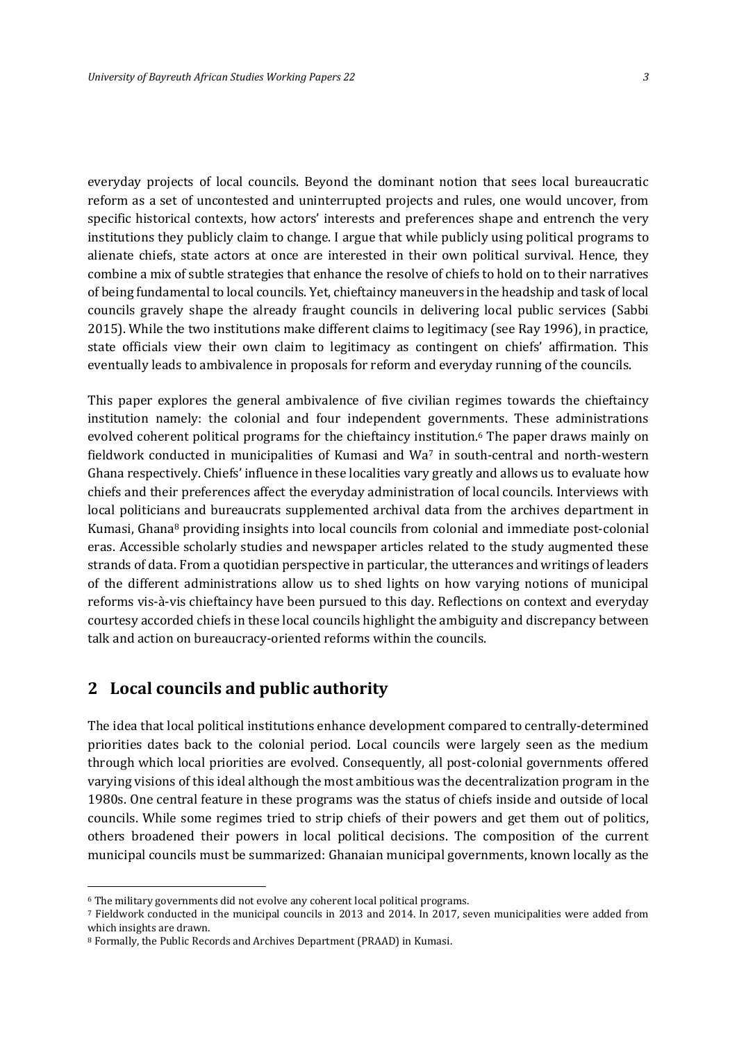everyday projects of local councils. Beyond the dominant notion that sees local bureaucratic reform as a set of uncontested and uninterrupted projects and rules, one would uncover, from specific historical contexts, how actors' interests and preferences shape and entrench the very institutions they publicly claim to change. I argue that while publicly using political programs to alienate chiefs, state actors at once are interested in their own political survival. Hence, they combine a mix of subtle strategies that enhance the resolve of chiefs to hold on to their narratives of being fundamental to local councils. Yet, chieftaincy maneuvers in the headship and task of local councils gravely shape the already fraught councils in delivering local public services (Sabbi 2015). While the two institutions make different claims to legitimacy (see Ray 1996), in practice, state officials view their own claim to legitimacy as contingent on chiefs' affirmation. This eventually leads to ambivalence in proposals for reform and everyday running of the councils.

This paper explores the general ambivalence of five civilian regimes towards the chieftaincy institution namely: the colonial and four independent governments. These administrations evolved coherent political programs for the chieftaincy institution.[6] The paper draws mainly on fieldwork conducted in municipalities of Kumasi and Wa[7] in south-central and north-western Ghana respectively. Chiefs' influence in these localities vary greatly and allows us to evaluate how chiefs and their preferences affect the everyday administration of local councils. Interviews with local politicians and bureaucrats supplemented archival data from the archives department in Kumasi, Ghana[8] providing insights into local councils from colonial and immediate post-colonial eras. Accessible scholarly studies and newspaper articles related to the study augmented these strands of data. From a quotidian perspective in particular, the utterances and writings of leaders of the different administrations allow us to shed lights on how varying notions of municipal reforms vis-à-vis chieftaincy have been pursued to this day. Reflections on context and everyday courtesy accorded chiefs in these local councils highlight the ambiguity and discrepancy between talk and action on bureaucracy-oriented reforms within the councils.

## 2 Local councils and public authority

The idea that local political institutions enhance development compared to centrally-determined priorities dates back to the colonial period. Local councils were largely seen as the medium through which local priorities are evolved. Consequently, all post-colonial governments offered varying visions of this ideal although the most ambitious was the decentralization program in the 1980s. One central feature in these programs was the status of chiefs inside and outside of local councils. While some regimes tried to strip chiefs of their powers and get them out of politics, others broadened their powers in local political decisions. The composition of the current municipal councils must be summarized: Ghanaian municipal governments, known locally as the

[6] The military governments did not evolve any coherent local political programs.

[7] Fieldwork conducted in the municipal councils in 2013 and 2014. In 2017, seven municipalities were added from which insights are drawn.

[8] Formally, the Public Records and Archives Department (PRAAD) in Kumasi.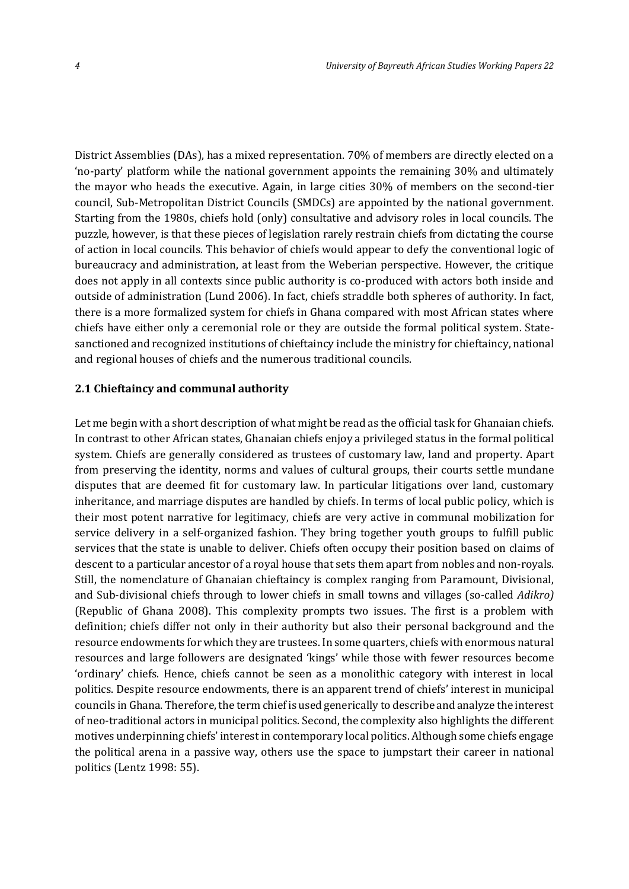District Assemblies (DAs), has a mixed representation. 70% of members are directly elected on a 'no-party' platform while the national government appoints the remaining 30% and ultimately the mayor who heads the executive. Again, in large cities 30% of members on the second-tier council, Sub-Metropolitan District Councils (SMDCs) are appointed by the national government. Starting from the 1980s, chiefs hold (only) consultative and advisory roles in local councils. The puzzle, however, is that these pieces of legislation rarely restrain chiefs from dictating the course of action in local councils. This behavior of chiefs would appear to defy the conventional logic of bureaucracy and administration, at least from the Weberian perspective. However, the critique does not apply in all contexts since public authority is co-produced with actors both inside and outside of administration (Lund 2006). In fact, chiefs straddle both spheres of authority. In fact, there is a more formalized system for chiefs in Ghana compared with most African states where chiefs have either only a ceremonial role or they are outside the formal political system. State-sanctioned and recognized institutions of chieftaincy include the ministry for chieftaincy, national and regional houses of chiefs and the numerous traditional councils.

### 2.1 Chieftaincy and communal authority

Let me begin with a short description of what might be read as the official task for Ghanaian chiefs. In contrast to other African states, Ghanaian chiefs enjoy a privileged status in the formal political system. Chiefs are generally considered as trustees of customary law, land and property. Apart from preserving the identity, norms and values of cultural groups, their courts settle mundane disputes that are deemed fit for customary law. In particular litigations over land, customary inheritance, and marriage disputes are handled by chiefs. In terms of local public policy, which is their most potent narrative for legitimacy, chiefs are very active in communal mobilization for service delivery in a self-organized fashion. They bring together youth groups to fulfill public services that the state is unable to deliver. Chiefs often occupy their position based on claims of descent to a particular ancestor of a royal house that sets them apart from nobles and non-royals. Still, the nomenclature of Ghanaian chieftaincy is complex ranging from Paramount, Divisional, and Sub-divisional chiefs through to lower chiefs in small towns and villages (so-called *Adikro)* (Republic of Ghana 2008). This complexity prompts two issues. The first is a problem with definition; chiefs differ not only in their authority but also their personal background and the resource endowments for which they are trustees. In some quarters, chiefs with enormous natural resources and large followers are designated 'kings' while those with fewer resources become 'ordinary' chiefs. Hence, chiefs cannot be seen as a monolithic category with interest in local politics. Despite resource endowments, there is an apparent trend of chiefs' interest in municipal councils in Ghana. Therefore, the term chief is used generically to describe and analyze the interest of neo-traditional actors in municipal politics. Second, the complexity also highlights the different motives underpinning chiefs' interest in contemporary local politics. Although some chiefs engage the political arena in a passive way, others use the space to jumpstart their career in national politics (Lentz 1998: 55).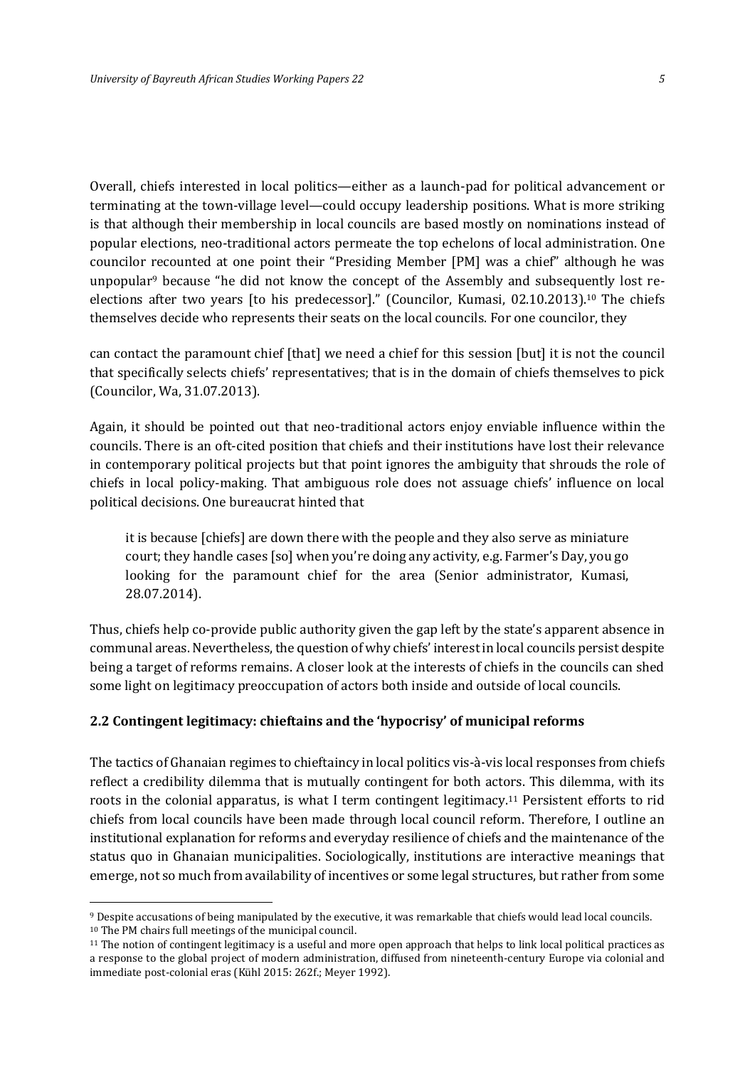Overall, chiefs interested in local politics—either as a launch-pad for political advancement or terminating at the town-village level—could occupy leadership positions. What is more striking is that although their membership in local councils are based mostly on nominations instead of popular elections, neo-traditional actors permeate the top echelons of local administration. One councilor recounted at one point their "Presiding Member [PM] was a chief" although he was unpopular[9] because "he did not know the concept of the Assembly and subsequently lost re-elections after two years [to his predecessor]." (Councilor, Kumasi, 02.10.2013).[10] The chiefs themselves decide who represents their seats on the local councils. For one councilor, they

can contact the paramount chief [that] we need a chief for this session [but] it is not the council that specifically selects chiefs' representatives; that is in the domain of chiefs themselves to pick (Councilor, Wa, 31.07.2013).

Again, it should be pointed out that neo-traditional actors enjoy enviable influence within the councils. There is an oft-cited position that chiefs and their institutions have lost their relevance in contemporary political projects but that point ignores the ambiguity that shrouds the role of chiefs in local policy-making. That ambiguous role does not assuage chiefs' influence on local political decisions. One bureaucrat hinted that

> it is because [chiefs] are down there with the people and they also serve as miniature court; they handle cases [so] when you're doing any activity, e.g. Farmer's Day, you go looking for the paramount chief for the area (Senior administrator, Kumasi, 28.07.2014).

Thus, chiefs help co-provide public authority given the gap left by the state's apparent absence in communal areas. Nevertheless, the question of why chiefs' interest in local councils persist despite being a target of reforms remains. A closer look at the interests of chiefs in the councils can shed some light on legitimacy preoccupation of actors both inside and outside of local councils.

### 2.2 Contingent legitimacy: chieftains and the 'hypocrisy' of municipal reforms

The tactics of Ghanaian regimes to chieftaincy in local politics vis-à-vis local responses from chiefs reflect a credibility dilemma that is mutually contingent for both actors. This dilemma, with its roots in the colonial apparatus, is what I term contingent legitimacy.[11] Persistent efforts to rid chiefs from local councils have been made through local council reform. Therefore, I outline an institutional explanation for reforms and everyday resilience of chiefs and the maintenance of the status quo in Ghanaian municipalities. Sociologically, institutions are interactive meanings that emerge, not so much from availability of incentives or some legal structures, but rather from some

---

[9] Despite accusations of being manipulated by the executive, it was remarkable that chiefs would lead local councils.

[10] The PM chairs full meetings of the municipal council.

[11] The notion of contingent legitimacy is a useful and more open approach that helps to link local political practices as a response to the global project of modern administration, diffused from nineteenth-century Europe via colonial and immediate post-colonial eras (Kühl 2015: 262f.; Meyer 1992).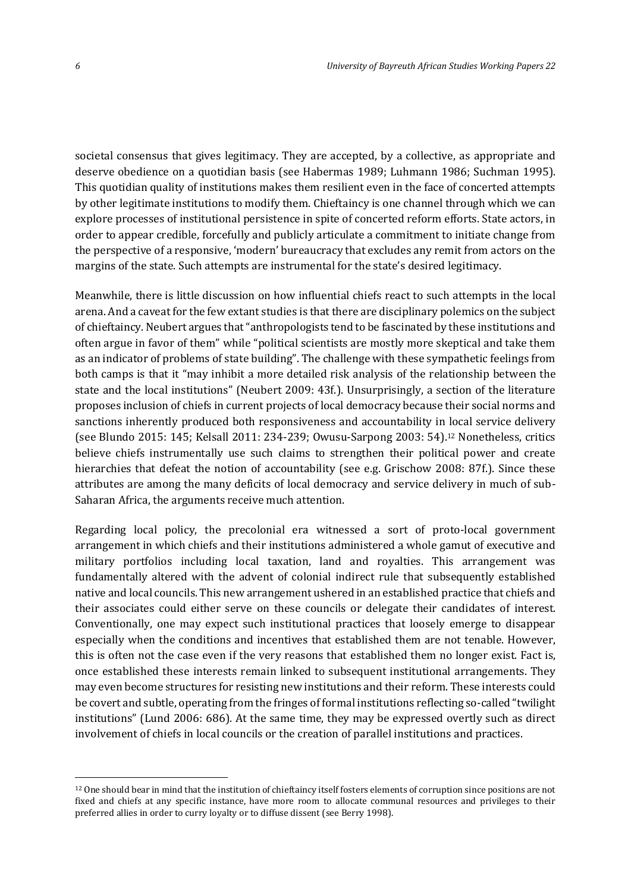societal consensus that gives legitimacy. They are accepted, by a collective, as appropriate and deserve obedience on a quotidian basis (see Habermas 1989; Luhmann 1986; Suchman 1995). This quotidian quality of institutions makes them resilient even in the face of concerted attempts by other legitimate institutions to modify them. Chieftaincy is one channel through which we can explore processes of institutional persistence in spite of concerted reform efforts. State actors, in order to appear credible, forcefully and publicly articulate a commitment to initiate change from the perspective of a responsive, 'modern' bureaucracy that excludes any remit from actors on the margins of the state. Such attempts are instrumental for the state's desired legitimacy.

Meanwhile, there is little discussion on how influential chiefs react to such attempts in the local arena. And a caveat for the few extant studies is that there are disciplinary polemics on the subject of chieftaincy. Neubert argues that "anthropologists tend to be fascinated by these institutions and often argue in favor of them" while "political scientists are mostly more skeptical and take them as an indicator of problems of state building". The challenge with these sympathetic feelings from both camps is that it "may inhibit a more detailed risk analysis of the relationship between the state and the local institutions" (Neubert 2009: 43f.). Unsurprisingly, a section of the literature proposes inclusion of chiefs in current projects of local democracy because their social norms and sanctions inherently produced both responsiveness and accountability in local service delivery (see Blundo 2015: 145; Kelsall 2011: 234-239; Owusu-Sarpong 2003: 54).[12] Nonetheless, critics believe chiefs instrumentally use such claims to strengthen their political power and create hierarchies that defeat the notion of accountability (see e.g. Grischow 2008: 87f.). Since these attributes are among the many deficits of local democracy and service delivery in much of sub-Saharan Africa, the arguments receive much attention.

Regarding local policy, the precolonial era witnessed a sort of proto-local government arrangement in which chiefs and their institutions administered a whole gamut of executive and military portfolios including local taxation, land and royalties. This arrangement was fundamentally altered with the advent of colonial indirect rule that subsequently established native and local councils. This new arrangement ushered in an established practice that chiefs and their associates could either serve on these councils or delegate their candidates of interest. Conventionally, one may expect such institutional practices that loosely emerge to disappear especially when the conditions and incentives that established them are not tenable. However, this is often not the case even if the very reasons that established them no longer exist. Fact is, once established these interests remain linked to subsequent institutional arrangements. They may even become structures for resisting new institutions and their reform. These interests could be covert and subtle, operating from the fringes of formal institutions reflecting so-called "twilight institutions" (Lund 2006: 686). At the same time, they may be expressed overtly such as direct involvement of chiefs in local councils or the creation of parallel institutions and practices.

---

[12] One should bear in mind that the institution of chieftaincy itself fosters elements of corruption since positions are not fixed and chiefs at any specific instance, have more room to allocate communal resources and privileges to their preferred allies in order to curry loyalty or to diffuse dissent (see Berry 1998).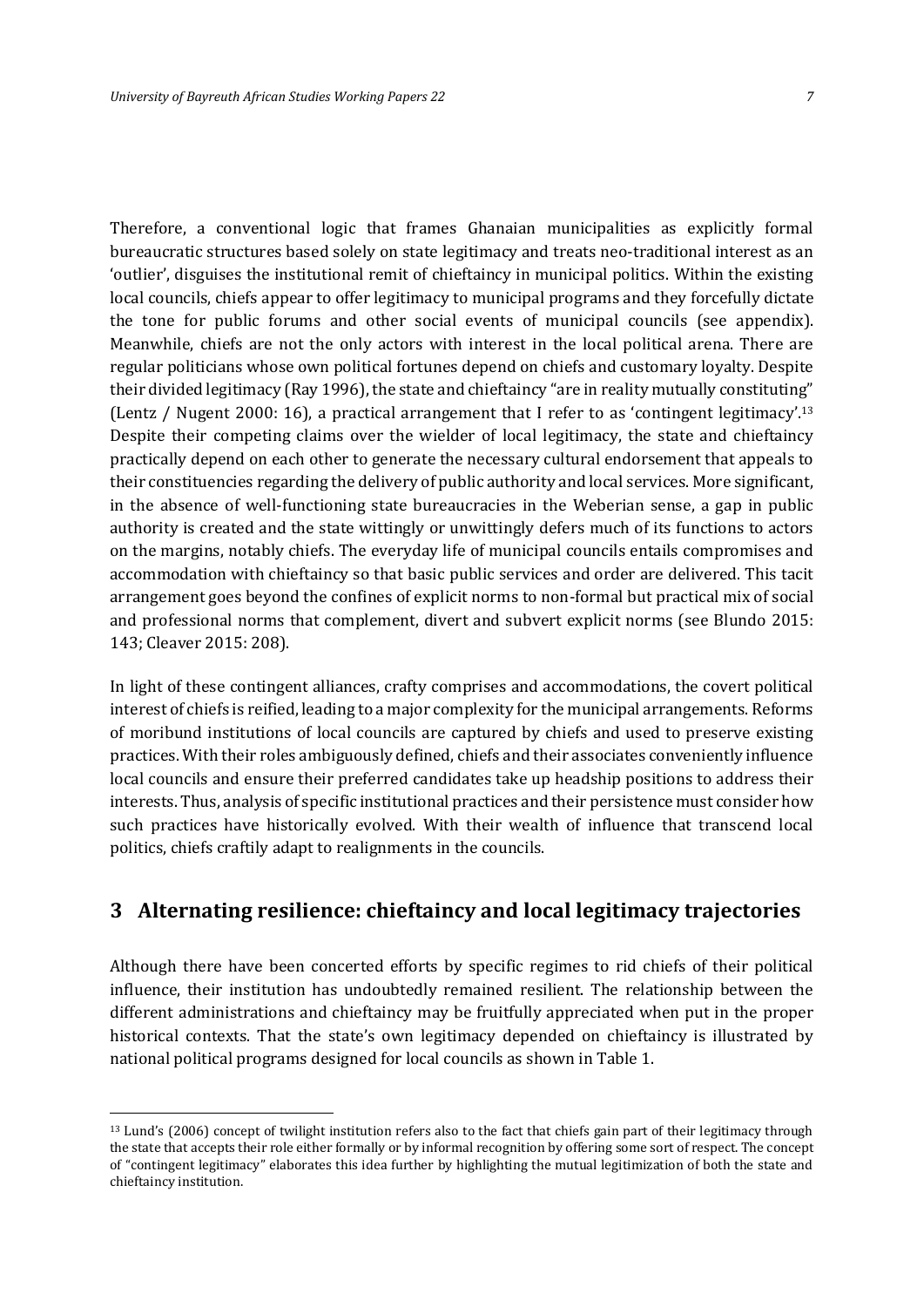Therefore, a conventional logic that frames Ghanaian municipalities as explicitly formal bureaucratic structures based solely on state legitimacy and treats neo-traditional interest as an 'outlier', disguises the institutional remit of chieftaincy in municipal politics. Within the existing local councils, chiefs appear to offer legitimacy to municipal programs and they forcefully dictate the tone for public forums and other social events of municipal councils (see appendix). Meanwhile, chiefs are not the only actors with interest in the local political arena. There are regular politicians whose own political fortunes depend on chiefs and customary loyalty. Despite their divided legitimacy (Ray 1996), the state and chieftaincy "are in reality mutually constituting" (Lentz / Nugent 2000: 16), a practical arrangement that I refer to as 'contingent legitimacy'.[13] Despite their competing claims over the wielder of local legitimacy, the state and chieftaincy practically depend on each other to generate the necessary cultural endorsement that appeals to their constituencies regarding the delivery of public authority and local services. More significant, in the absence of well-functioning state bureaucracies in the Weberian sense, a gap in public authority is created and the state wittingly or unwittingly defers much of its functions to actors on the margins, notably chiefs. The everyday life of municipal councils entails compromises and accommodation with chieftaincy so that basic public services and order are delivered. This tacit arrangement goes beyond the confines of explicit norms to non-formal but practical mix of social and professional norms that complement, divert and subvert explicit norms (see Blundo 2015: 143; Cleaver 2015: 208).

In light of these contingent alliances, crafty comprises and accommodations, the covert political interest of chiefs is reified, leading to a major complexity for the municipal arrangements. Reforms of moribund institutions of local councils are captured by chiefs and used to preserve existing practices. With their roles ambiguously defined, chiefs and their associates conveniently influence local councils and ensure their preferred candidates take up headship positions to address their interests. Thus, analysis of specific institutional practices and their persistence must consider how such practices have historically evolved. With their wealth of influence that transcend local politics, chiefs craftily adapt to realignments in the councils.

## 3 Alternating resilience: chieftaincy and local legitimacy trajectories

Although there have been concerted efforts by specific regimes to rid chiefs of their political influence, their institution has undoubtedly remained resilient. The relationship between the different administrations and chieftaincy may be fruitfully appreciated when put in the proper historical contexts. That the state's own legitimacy depended on chieftaincy is illustrated by national political programs designed for local councils as shown in Table 1.

[13] Lund's (2006) concept of twilight institution refers also to the fact that chiefs gain part of their legitimacy through the state that accepts their role either formally or by informal recognition by offering some sort of respect. The concept of "contingent legitimacy" elaborates this idea further by highlighting the mutual legitimization of both the state and chieftaincy institution.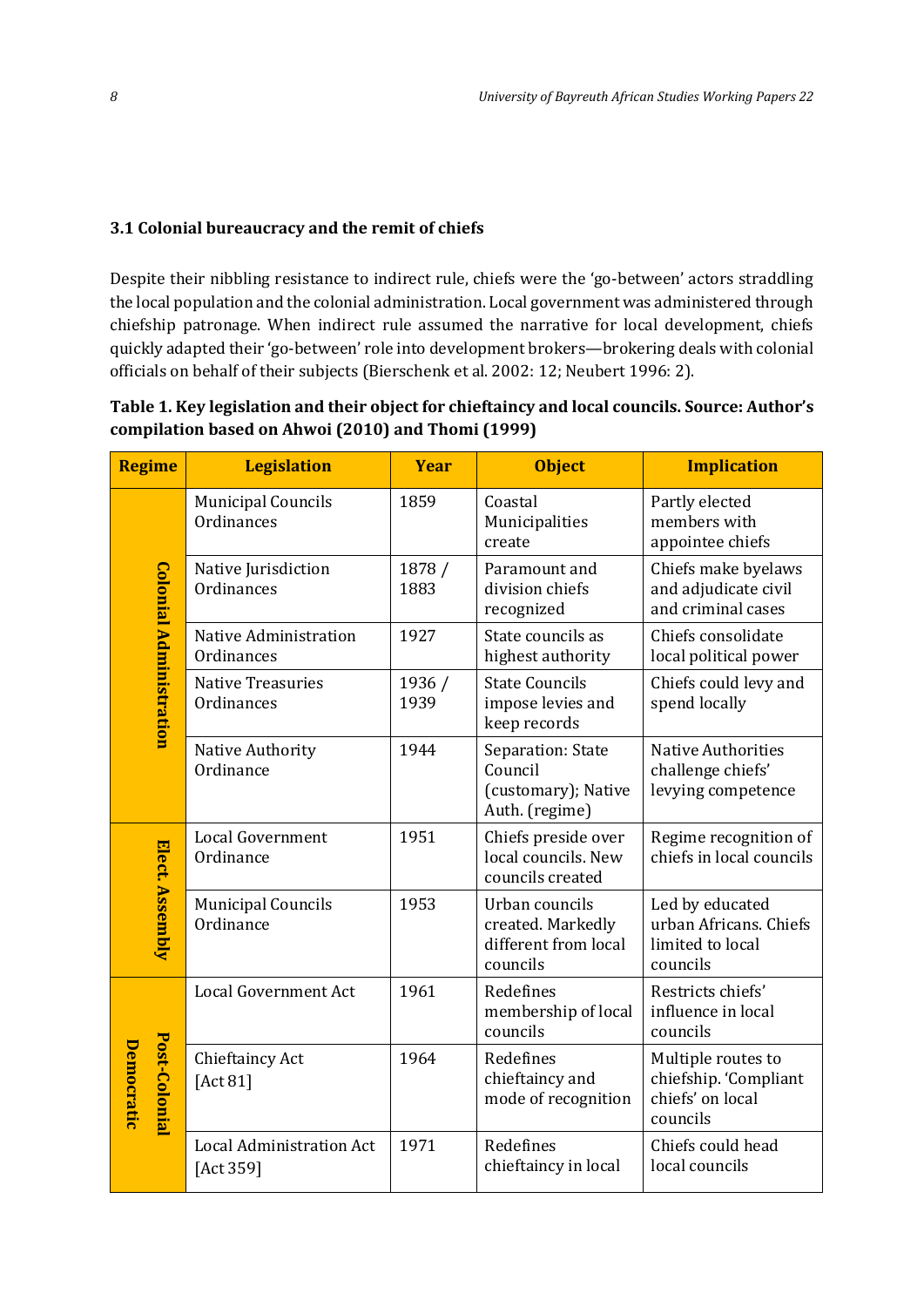### 3.1 Colonial bureaucracy and the remit of chiefs

Despite their nibbling resistance to indirect rule, chiefs were the 'go-between' actors straddling the local population and the colonial administration. Local government was administered through chiefship patronage. When indirect rule assumed the narrative for local development, chiefs quickly adapted their 'go-between' role into development brokers—brokering deals with colonial officials on behalf of their subjects (Bierschenk et al. 2002: 12; Neubert 1996: 2).

**Table 1. Key legislation and their object for chieftaincy and local councils. Source: Author's compilation based on Ahwoi (2010) and Thomi (1999)**

| Regime | Legislation | Year | Object | Implication |
|---|---|---|---|---|
| Colonial Administration | Municipal Councils Ordinances | 1859 | Coastal Municipalities create | Partly elected members with appointee chiefs |
| | Native Jurisdiction Ordinances | 1878 / 1883 | Paramount and division chiefs recognized | Chiefs make byelaws and adjudicate civil and criminal cases |
| | Native Administration Ordinances | 1927 | State councils as highest authority | Chiefs consolidate local political power |
| | Native Treasuries Ordinances | 1936 / 1939 | State Councils impose levies and keep records | Chiefs could levy and spend locally |
| | Native Authority Ordinance | 1944 | Separation: State Council (customary); Native Auth. (regime) | Native Authorities challenge chiefs' levying competence |
| Elect. Assembly | Local Government Ordinance | 1951 | Chiefs preside over local councils. New councils created | Regime recognition of chiefs in local councils |
| | Municipal Councils Ordinance | 1953 | Urban councils created. Markedly different from local councils | Led by educated urban Africans. Chiefs limited to local councils |
| Post-Colonial Democratic | Local Government Act | 1961 | Redefines membership of local councils | Restricts chiefs' influence in local councils |
| | Chieftaincy Act [Act 81] | 1964 | Redefines chieftaincy and mode of recognition | Multiple routes to chiefship. 'Compliant chiefs' on local councils |
| | Local Administration Act [Act 359] | 1971 | Redefines chieftaincy in local | Chiefs could head local councils |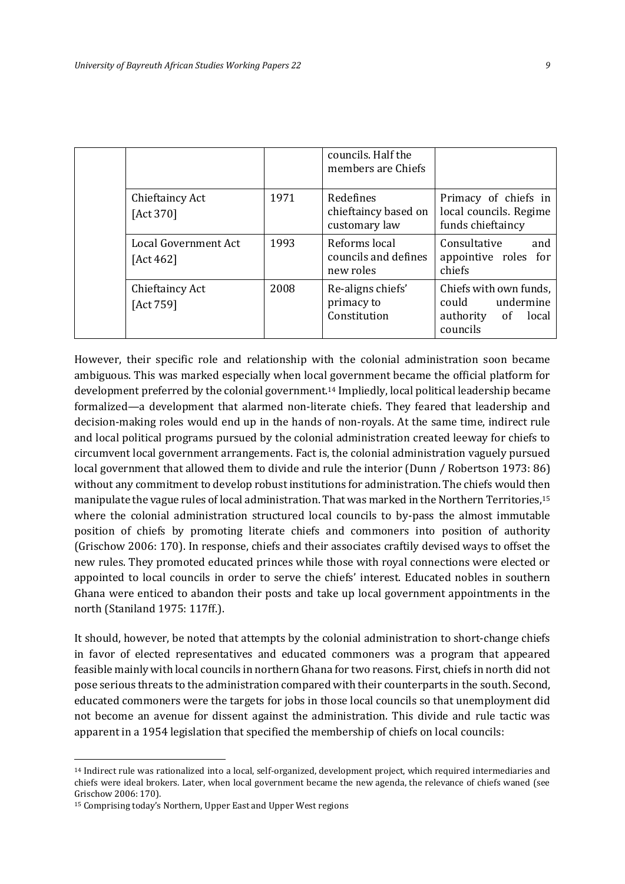| | | | councils. Half the members are Chiefs | |
|---|---|---|---|---|
| | Chieftaincy Act [Act 370] | 1971 | Redefines chieftaincy based on customary law | Primacy of chiefs in local councils. Regime funds chieftaincy |
| | Local Government Act [Act 462] | 1993 | Reforms local councils and defines new roles | Consultative and appointive roles for chiefs |
| | Chieftaincy Act [Act 759] | 2008 | Re-aligns chiefs' primacy to Constitution | Chiefs with own funds, could undermine authority of local councils |

However, their specific role and relationship with the colonial administration soon became ambiguous. This was marked especially when local government became the official platform for development preferred by the colonial government.[14] Impliedly, local political leadership became formalized—a development that alarmed non-literate chiefs. They feared that leadership and decision-making roles would end up in the hands of non-royals. At the same time, indirect rule and local political programs pursued by the colonial administration created leeway for chiefs to circumvent local government arrangements. Fact is, the colonial administration vaguely pursued local government that allowed them to divide and rule the interior (Dunn / Robertson 1973: 86) without any commitment to develop robust institutions for administration. The chiefs would then manipulate the vague rules of local administration. That was marked in the Northern Territories,[15] where the colonial administration structured local councils to by-pass the almost immutable position of chiefs by promoting literate chiefs and commoners into position of authority (Grischow 2006: 170). In response, chiefs and their associates craftily devised ways to offset the new rules. They promoted educated princes while those with royal connections were elected or appointed to local councils in order to serve the chiefs' interest. Educated nobles in southern Ghana were enticed to abandon their posts and take up local government appointments in the north (Staniland 1975: 117ff.).

It should, however, be noted that attempts by the colonial administration to short-change chiefs in favor of elected representatives and educated commoners was a program that appeared feasible mainly with local councils in northern Ghana for two reasons. First, chiefs in north did not pose serious threats to the administration compared with their counterparts in the south. Second, educated commoners were the targets for jobs in those local councils so that unemployment did not become an avenue for dissent against the administration. This divide and rule tactic was apparent in a 1954 legislation that specified the membership of chiefs on local councils:

[14] Indirect rule was rationalized into a local, self-organized, development project, which required intermediaries and chiefs were ideal brokers. Later, when local government became the new agenda, the relevance of chiefs waned (see Grischow 2006: 170).

[15] Comprising today's Northern, Upper East and Upper West regions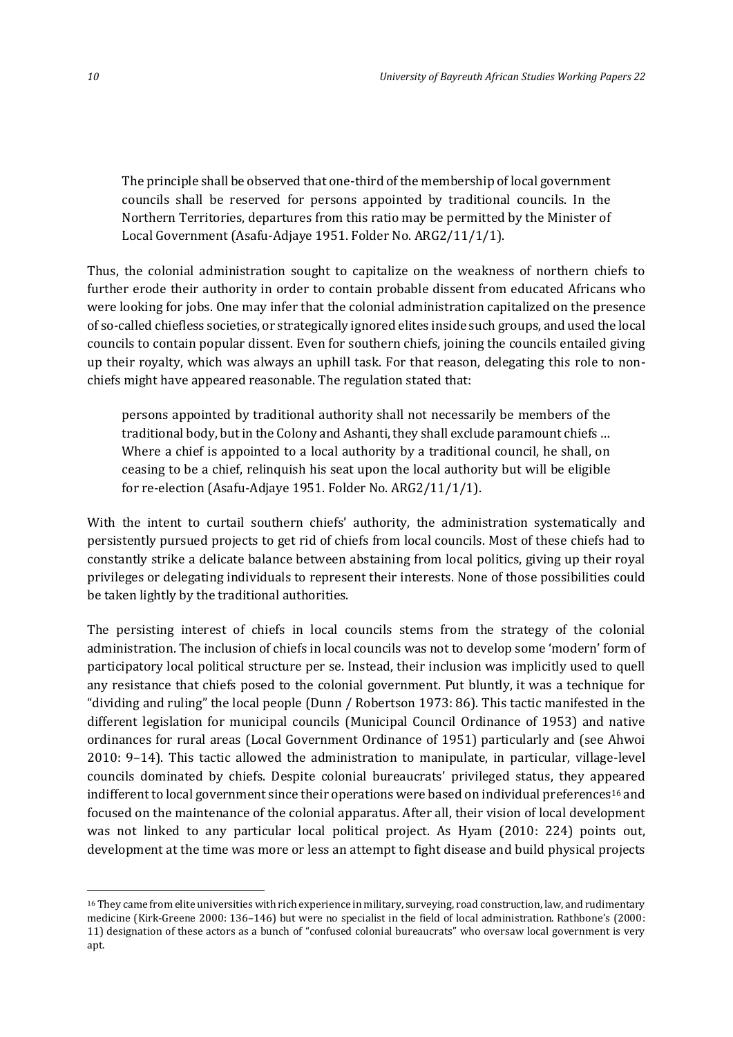> The principle shall be observed that one-third of the membership of local government councils shall be reserved for persons appointed by traditional councils. In the Northern Territories, departures from this ratio may be permitted by the Minister of Local Government (Asafu-Adjaye 1951. Folder No. ARG2/11/1/1).

Thus, the colonial administration sought to capitalize on the weakness of northern chiefs to further erode their authority in order to contain probable dissent from educated Africans who were looking for jobs. One may infer that the colonial administration capitalized on the presence of so-called chiefless societies, or strategically ignored elites inside such groups, and used the local councils to contain popular dissent. Even for southern chiefs, joining the councils entailed giving up their royalty, which was always an uphill task. For that reason, delegating this role to non-chiefs might have appeared reasonable. The regulation stated that:

> persons appointed by traditional authority shall not necessarily be members of the traditional body, but in the Colony and Ashanti, they shall exclude paramount chiefs … Where a chief is appointed to a local authority by a traditional council, he shall, on ceasing to be a chief, relinquish his seat upon the local authority but will be eligible for re-election (Asafu-Adjaye 1951. Folder No. ARG2/11/1/1).

With the intent to curtail southern chiefs' authority, the administration systematically and persistently pursued projects to get rid of chiefs from local councils. Most of these chiefs had to constantly strike a delicate balance between abstaining from local politics, giving up their royal privileges or delegating individuals to represent their interests. None of those possibilities could be taken lightly by the traditional authorities.

The persisting interest of chiefs in local councils stems from the strategy of the colonial administration. The inclusion of chiefs in local councils was not to develop some 'modern' form of participatory local political structure per se. Instead, their inclusion was implicitly used to quell any resistance that chiefs posed to the colonial government. Put bluntly, it was a technique for "dividing and ruling" the local people (Dunn / Robertson 1973: 86). This tactic manifested in the different legislation for municipal councils (Municipal Council Ordinance of 1953) and native ordinances for rural areas (Local Government Ordinance of 1951) particularly and (see Ahwoi 2010: 9–14). This tactic allowed the administration to manipulate, in particular, village-level councils dominated by chiefs. Despite colonial bureaucrats' privileged status, they appeared indifferent to local government since their operations were based on individual preferences[16] and focused on the maintenance of the colonial apparatus. After all, their vision of local development was not linked to any particular local political project. As Hyam (2010: 224) points out, development at the time was more or less an attempt to fight disease and build physical projects

---

[16] They came from elite universities with rich experience in military, surveying, road construction, law, and rudimentary medicine (Kirk-Greene 2000: 136–146) but were no specialist in the field of local administration. Rathbone's (2000: 11) designation of these actors as a bunch of "confused colonial bureaucrats" who oversaw local government is very apt.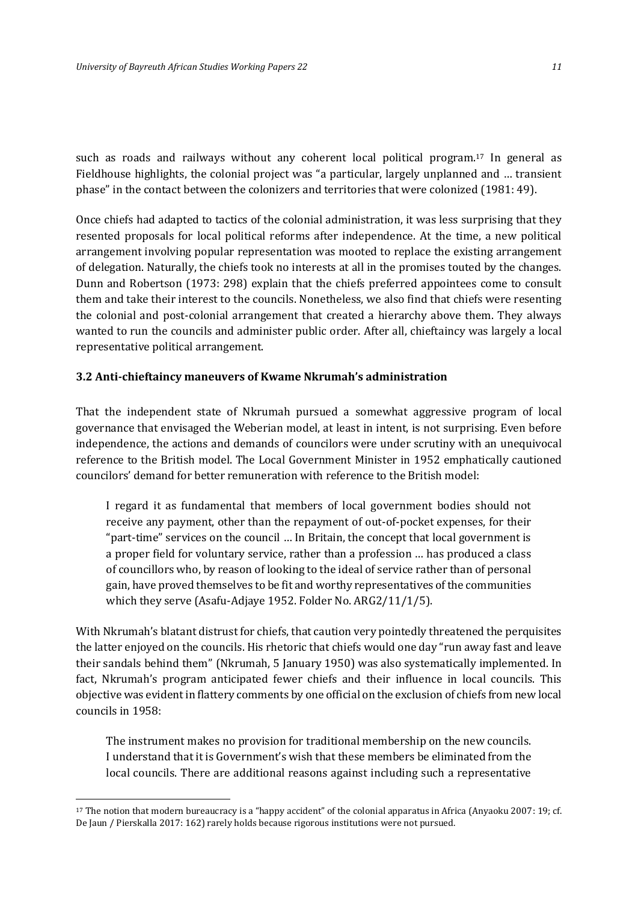such as roads and railways without any coherent local political program.[17] In general as Fieldhouse highlights, the colonial project was "a particular, largely unplanned and … transient phase" in the contact between the colonizers and territories that were colonized (1981: 49).

Once chiefs had adapted to tactics of the colonial administration, it was less surprising that they resented proposals for local political reforms after independence. At the time, a new political arrangement involving popular representation was mooted to replace the existing arrangement of delegation. Naturally, the chiefs took no interests at all in the promises touted by the changes. Dunn and Robertson (1973: 298) explain that the chiefs preferred appointees come to consult them and take their interest to the councils. Nonetheless, we also find that chiefs were resenting the colonial and post-colonial arrangement that created a hierarchy above them. They always wanted to run the councils and administer public order. After all, chieftaincy was largely a local representative political arrangement.

### 3.2 Anti-chieftaincy maneuvers of Kwame Nkrumah's administration

That the independent state of Nkrumah pursued a somewhat aggressive program of local governance that envisaged the Weberian model, at least in intent, is not surprising. Even before independence, the actions and demands of councilors were under scrutiny with an unequivocal reference to the British model. The Local Government Minister in 1952 emphatically cautioned councilors' demand for better remuneration with reference to the British model:

> I regard it as fundamental that members of local government bodies should not receive any payment, other than the repayment of out-of-pocket expenses, for their "part-time" services on the council … In Britain, the concept that local government is a proper field for voluntary service, rather than a profession … has produced a class of councillors who, by reason of looking to the ideal of service rather than of personal gain, have proved themselves to be fit and worthy representatives of the communities which they serve (Asafu-Adjaye 1952. Folder No. ARG2/11/1/5).

With Nkrumah's blatant distrust for chiefs, that caution very pointedly threatened the perquisites the latter enjoyed on the councils. His rhetoric that chiefs would one day "run away fast and leave their sandals behind them" (Nkrumah, 5 January 1950) was also systematically implemented. In fact, Nkrumah's program anticipated fewer chiefs and their influence in local councils. This objective was evident in flattery comments by one official on the exclusion of chiefs from new local councils in 1958:

> The instrument makes no provision for traditional membership on the new councils. I understand that it is Government's wish that these members be eliminated from the local councils. There are additional reasons against including such a representative

---

[17] The notion that modern bureaucracy is a "happy accident" of the colonial apparatus in Africa (Anyaoku 2007: 19; cf. De Jaun / Pierskalla 2017: 162) rarely holds because rigorous institutions were not pursued.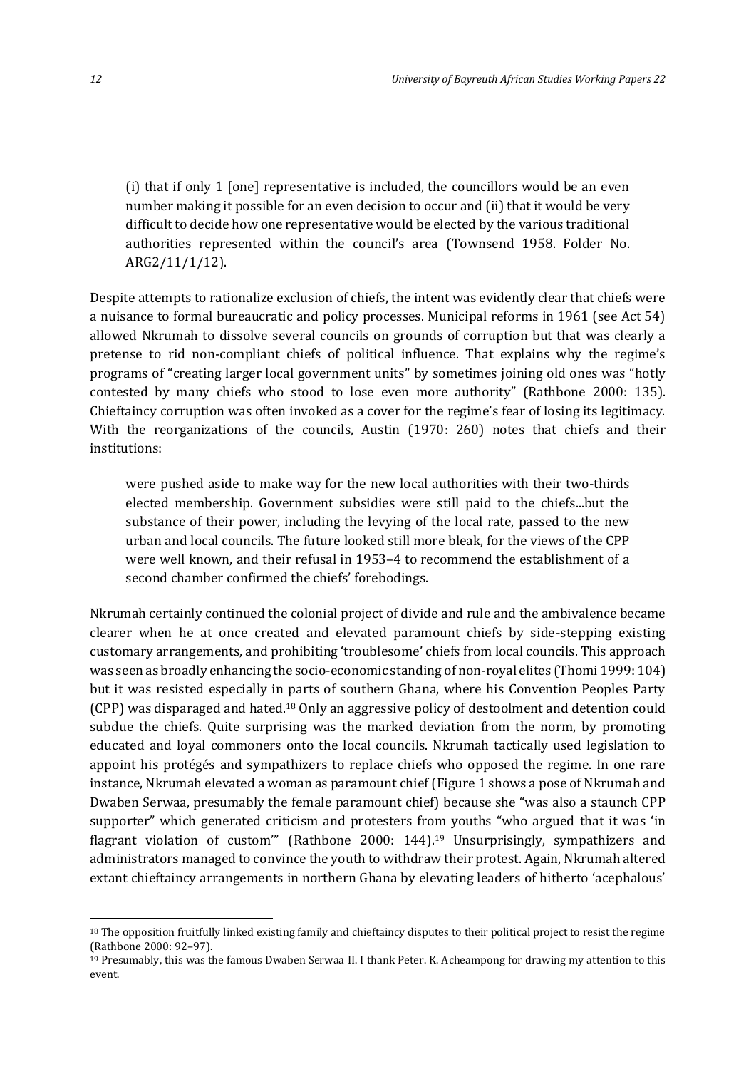> (i) that if only 1 [one] representative is included, the councillors would be an even number making it possible for an even decision to occur and (ii) that it would be very difficult to decide how one representative would be elected by the various traditional authorities represented within the council's area (Townsend 1958. Folder No. ARG2/11/1/12).

Despite attempts to rationalize exclusion of chiefs, the intent was evidently clear that chiefs were a nuisance to formal bureaucratic and policy processes. Municipal reforms in 1961 (see Act 54) allowed Nkrumah to dissolve several councils on grounds of corruption but that was clearly a pretense to rid non-compliant chiefs of political influence. That explains why the regime's programs of "creating larger local government units" by sometimes joining old ones was "hotly contested by many chiefs who stood to lose even more authority" (Rathbone 2000: 135). Chieftaincy corruption was often invoked as a cover for the regime's fear of losing its legitimacy. With the reorganizations of the councils, Austin (1970: 260) notes that chiefs and their institutions:

> were pushed aside to make way for the new local authorities with their two-thirds elected membership. Government subsidies were still paid to the chiefs...but the substance of their power, including the levying of the local rate, passed to the new urban and local councils. The future looked still more bleak, for the views of the CPP were well known, and their refusal in 1953–4 to recommend the establishment of a second chamber confirmed the chiefs' forebodings.

Nkrumah certainly continued the colonial project of divide and rule and the ambivalence became clearer when he at once created and elevated paramount chiefs by side-stepping existing customary arrangements, and prohibiting 'troublesome' chiefs from local councils. This approach was seen as broadly enhancing the socio-economic standing of non-royal elites (Thomi 1999: 104) but it was resisted especially in parts of southern Ghana, where his Convention Peoples Party (CPP) was disparaged and hated.[18] Only an aggressive policy of destoolment and detention could subdue the chiefs. Quite surprising was the marked deviation from the norm, by promoting educated and loyal commoners onto the local councils. Nkrumah tactically used legislation to appoint his protégés and sympathizers to replace chiefs who opposed the regime. In one rare instance, Nkrumah elevated a woman as paramount chief (Figure 1 shows a pose of Nkrumah and Dwaben Serwaa, presumably the female paramount chief) because she "was also a staunch CPP supporter" which generated criticism and protesters from youths "who argued that it was 'in flagrant violation of custom'" (Rathbone 2000: 144).[19] Unsurprisingly, sympathizers and administrators managed to convince the youth to withdraw their protest. Again, Nkrumah altered extant chieftaincy arrangements in northern Ghana by elevating leaders of hitherto 'acephalous'

[18] The opposition fruitfully linked existing family and chieftaincy disputes to their political project to resist the regime (Rathbone 2000: 92–97).

[19] Presumably, this was the famous Dwaben Serwaa II. I thank Peter. K. Acheampong for drawing my attention to this event.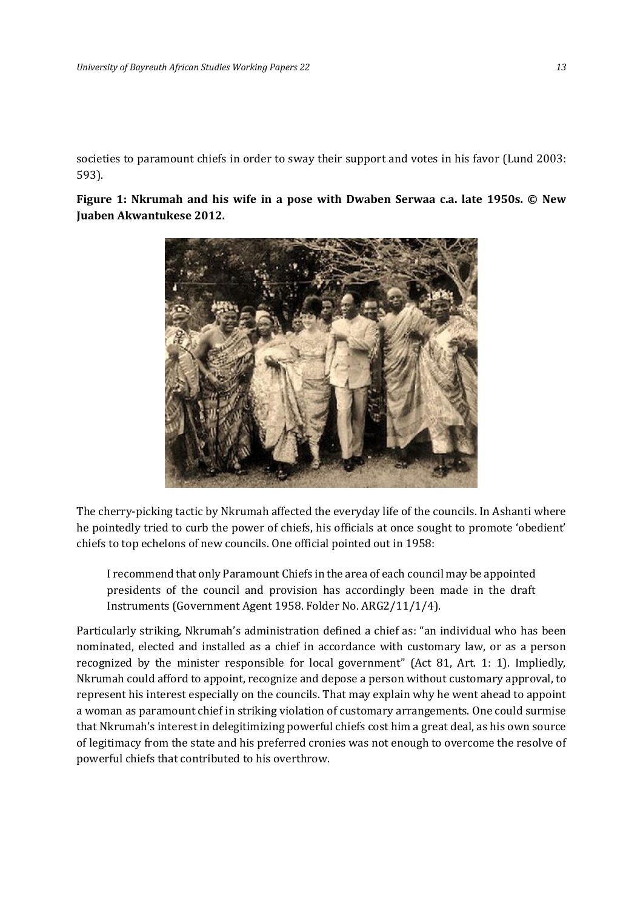societies to paramount chiefs in order to sway their support and votes in his favor (Lund 2003: 593).

**Figure 1: Nkrumah and his wife in a pose with Dwaben Serwaa c.a. late 1950s. © New Juaben Akwantukese 2012.**

The cherry-picking tactic by Nkrumah affected the everyday life of the councils. In Ashanti where he pointedly tried to curb the power of chiefs, his officials at once sought to promote 'obedient' chiefs to top echelons of new councils. One official pointed out in 1958:

> I recommend that only Paramount Chiefs in the area of each council may be appointed presidents of the council and provision has accordingly been made in the draft Instruments (Government Agent 1958. Folder No. ARG2/11/1/4).

Particularly striking, Nkrumah's administration defined a chief as: "an individual who has been nominated, elected and installed as a chief in accordance with customary law, or as a person recognized by the minister responsible for local government" (Act 81, Art. 1: 1). Impliedly, Nkrumah could afford to appoint, recognize and depose a person without customary approval, to represent his interest especially on the councils. That may explain why he went ahead to appoint a woman as paramount chief in striking violation of customary arrangements. One could surmise that Nkrumah's interest in delegitimizing powerful chiefs cost him a great deal, as his own source of legitimacy from the state and his preferred cronies was not enough to overcome the resolve of powerful chiefs that contributed to his overthrow.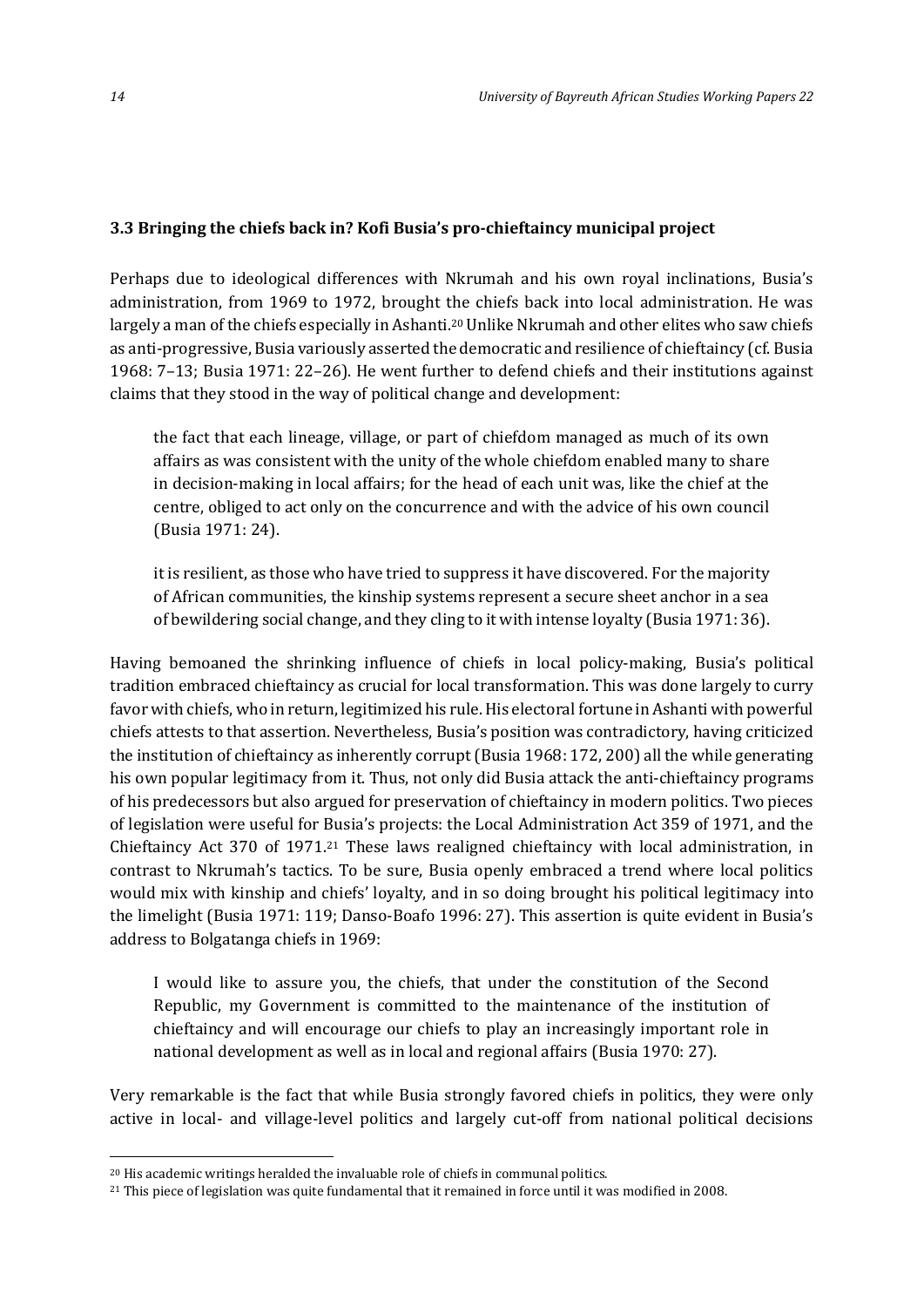### 3.3 Bringing the chiefs back in? Kofi Busia's pro-chieftaincy municipal project

Perhaps due to ideological differences with Nkrumah and his own royal inclinations, Busia's administration, from 1969 to 1972, brought the chiefs back into local administration. He was largely a man of the chiefs especially in Ashanti.[20] Unlike Nkrumah and other elites who saw chiefs as anti-progressive, Busia variously asserted the democratic and resilience of chieftaincy (cf. Busia 1968: 7–13; Busia 1971: 22–26). He went further to defend chiefs and their institutions against claims that they stood in the way of political change and development:

> the fact that each lineage, village, or part of chiefdom managed as much of its own affairs as was consistent with the unity of the whole chiefdom enabled many to share in decision-making in local affairs; for the head of each unit was, like the chief at the centre, obliged to act only on the concurrence and with the advice of his own council (Busia 1971: 24).
>
> it is resilient, as those who have tried to suppress it have discovered. For the majority of African communities, the kinship systems represent a secure sheet anchor in a sea of bewildering social change, and they cling to it with intense loyalty (Busia 1971: 36).

Having bemoaned the shrinking influence of chiefs in local policy-making, Busia's political tradition embraced chieftaincy as crucial for local transformation. This was done largely to curry favor with chiefs, who in return, legitimized his rule. His electoral fortune in Ashanti with powerful chiefs attests to that assertion. Nevertheless, Busia's position was contradictory, having criticized the institution of chieftaincy as inherently corrupt (Busia 1968: 172, 200) all the while generating his own popular legitimacy from it. Thus, not only did Busia attack the anti-chieftaincy programs of his predecessors but also argued for preservation of chieftaincy in modern politics. Two pieces of legislation were useful for Busia's projects: the Local Administration Act 359 of 1971, and the Chieftaincy Act 370 of 1971.[21] These laws realigned chieftaincy with local administration, in contrast to Nkrumah's tactics. To be sure, Busia openly embraced a trend where local politics would mix with kinship and chiefs' loyalty, and in so doing brought his political legitimacy into the limelight (Busia 1971: 119; Danso-Boafo 1996: 27). This assertion is quite evident in Busia's address to Bolgatanga chiefs in 1969:

> I would like to assure you, the chiefs, that under the constitution of the Second Republic, my Government is committed to the maintenance of the institution of chieftaincy and will encourage our chiefs to play an increasingly important role in national development as well as in local and regional affairs (Busia 1970: 27).

Very remarkable is the fact that while Busia strongly favored chiefs in politics, they were only active in local- and village-level politics and largely cut-off from national political decisions

---

[20] His academic writings heralded the invaluable role of chiefs in communal politics.

[21] This piece of legislation was quite fundamental that it remained in force until it was modified in 2008.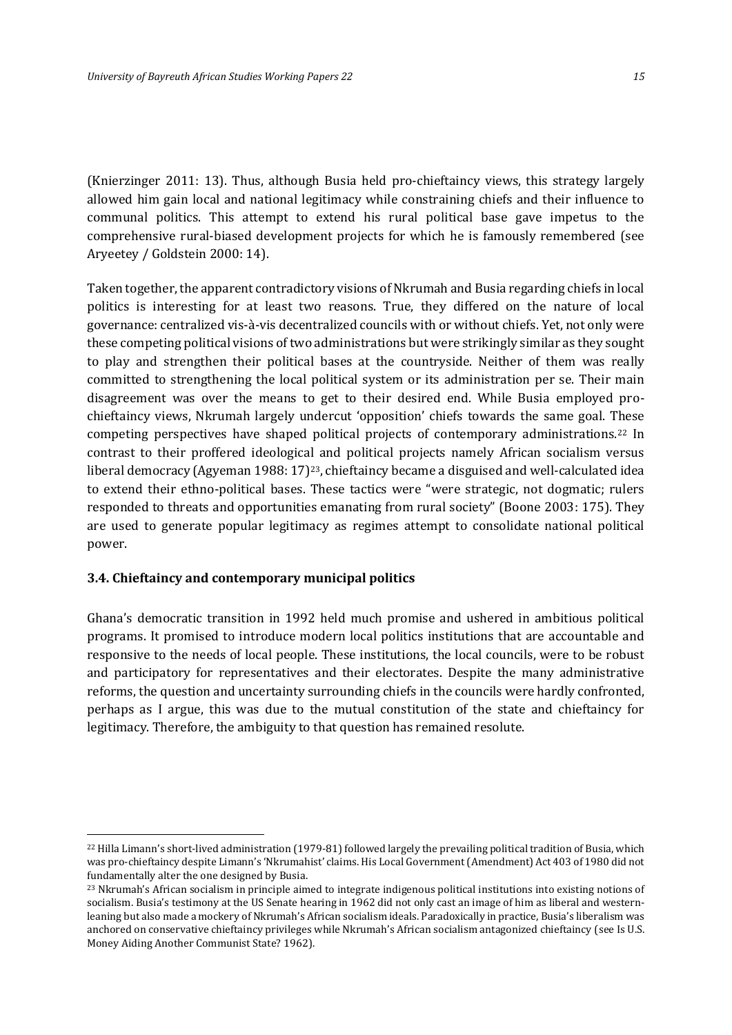(Knierzinger 2011: 13). Thus, although Busia held pro-chieftaincy views, this strategy largely allowed him gain local and national legitimacy while constraining chiefs and their influence to communal politics. This attempt to extend his rural political base gave impetus to the comprehensive rural-biased development projects for which he is famously remembered (see Aryeetey / Goldstein 2000: 14).

Taken together, the apparent contradictory visions of Nkrumah and Busia regarding chiefs in local politics is interesting for at least two reasons. True, they differed on the nature of local governance: centralized vis-à-vis decentralized councils with or without chiefs. Yet, not only were these competing political visions of two administrations but were strikingly similar as they sought to play and strengthen their political bases at the countryside. Neither of them was really committed to strengthening the local political system or its administration per se. Their main disagreement was over the means to get to their desired end. While Busia employed pro-chieftaincy views, Nkrumah largely undercut 'opposition' chiefs towards the same goal. These competing perspectives have shaped political projects of contemporary administrations.[22] In contrast to their proffered ideological and political projects namely African socialism versus liberal democracy (Agyeman 1988: 17)[23], chieftaincy became a disguised and well-calculated idea to extend their ethno-political bases. These tactics were "were strategic, not dogmatic; rulers responded to threats and opportunities emanating from rural society" (Boone 2003: 175). They are used to generate popular legitimacy as regimes attempt to consolidate national political power.

### 3.4. Chieftaincy and contemporary municipal politics

Ghana's democratic transition in 1992 held much promise and ushered in ambitious political programs. It promised to introduce modern local politics institutions that are accountable and responsive to the needs of local people. These institutions, the local councils, were to be robust and participatory for representatives and their electorates. Despite the many administrative reforms, the question and uncertainty surrounding chiefs in the councils were hardly confronted, perhaps as I argue, this was due to the mutual constitution of the state and chieftaincy for legitimacy. Therefore, the ambiguity to that question has remained resolute.

---

[22] Hilla Limann's short-lived administration (1979-81) followed largely the prevailing political tradition of Busia, which was pro-chieftaincy despite Limann's 'Nkrumahist' claims. His Local Government (Amendment) Act 403 of 1980 did not fundamentally alter the one designed by Busia.

[23] Nkrumah's African socialism in principle aimed to integrate indigenous political institutions into existing notions of socialism. Busia's testimony at the US Senate hearing in 1962 did not only cast an image of him as liberal and western-leaning but also made a mockery of Nkrumah's African socialism ideals. Paradoxically in practice, Busia's liberalism was anchored on conservative chieftaincy privileges while Nkrumah's African socialism antagonized chieftaincy (see Is U.S. Money Aiding Another Communist State? 1962).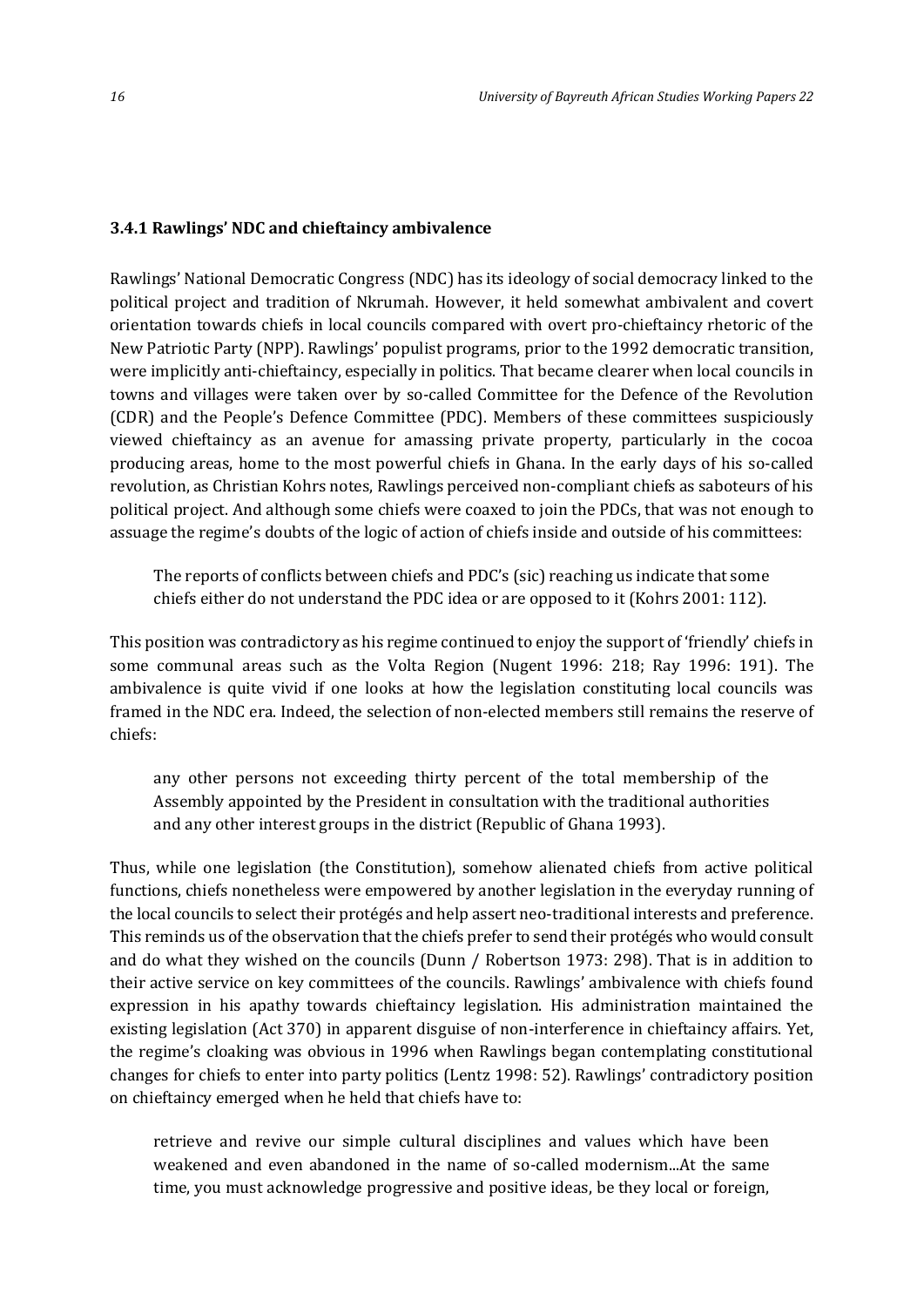### 3.4.1 Rawlings' NDC and chieftaincy ambivalence

Rawlings' National Democratic Congress (NDC) has its ideology of social democracy linked to the political project and tradition of Nkrumah. However, it held somewhat ambivalent and covert orientation towards chiefs in local councils compared with overt pro-chieftaincy rhetoric of the New Patriotic Party (NPP). Rawlings' populist programs, prior to the 1992 democratic transition, were implicitly anti-chieftaincy, especially in politics. That became clearer when local councils in towns and villages were taken over by so-called Committee for the Defence of the Revolution (CDR) and the People's Defence Committee (PDC). Members of these committees suspiciously viewed chieftaincy as an avenue for amassing private property, particularly in the cocoa producing areas, home to the most powerful chiefs in Ghana. In the early days of his so-called revolution, as Christian Kohrs notes, Rawlings perceived non-compliant chiefs as saboteurs of his political project. And although some chiefs were coaxed to join the PDCs, that was not enough to assuage the regime's doubts of the logic of action of chiefs inside and outside of his committees:

> The reports of conflicts between chiefs and PDC's (sic) reaching us indicate that some chiefs either do not understand the PDC idea or are opposed to it (Kohrs 2001: 112).

This position was contradictory as his regime continued to enjoy the support of 'friendly' chiefs in some communal areas such as the Volta Region (Nugent 1996: 218; Ray 1996: 191). The ambivalence is quite vivid if one looks at how the legislation constituting local councils was framed in the NDC era. Indeed, the selection of non-elected members still remains the reserve of chiefs:

> any other persons not exceeding thirty percent of the total membership of the Assembly appointed by the President in consultation with the traditional authorities and any other interest groups in the district (Republic of Ghana 1993).

Thus, while one legislation (the Constitution), somehow alienated chiefs from active political functions, chiefs nonetheless were empowered by another legislation in the everyday running of the local councils to select their protégés and help assert neo-traditional interests and preference. This reminds us of the observation that the chiefs prefer to send their protégés who would consult and do what they wished on the councils (Dunn / Robertson 1973: 298). That is in addition to their active service on key committees of the councils. Rawlings' ambivalence with chiefs found expression in his apathy towards chieftaincy legislation. His administration maintained the existing legislation (Act 370) in apparent disguise of non-interference in chieftaincy affairs. Yet, the regime's cloaking was obvious in 1996 when Rawlings began contemplating constitutional changes for chiefs to enter into party politics (Lentz 1998: 52). Rawlings' contradictory position on chieftaincy emerged when he held that chiefs have to:

> retrieve and revive our simple cultural disciplines and values which have been weakened and even abandoned in the name of so-called modernism...At the same time, you must acknowledge progressive and positive ideas, be they local or foreign,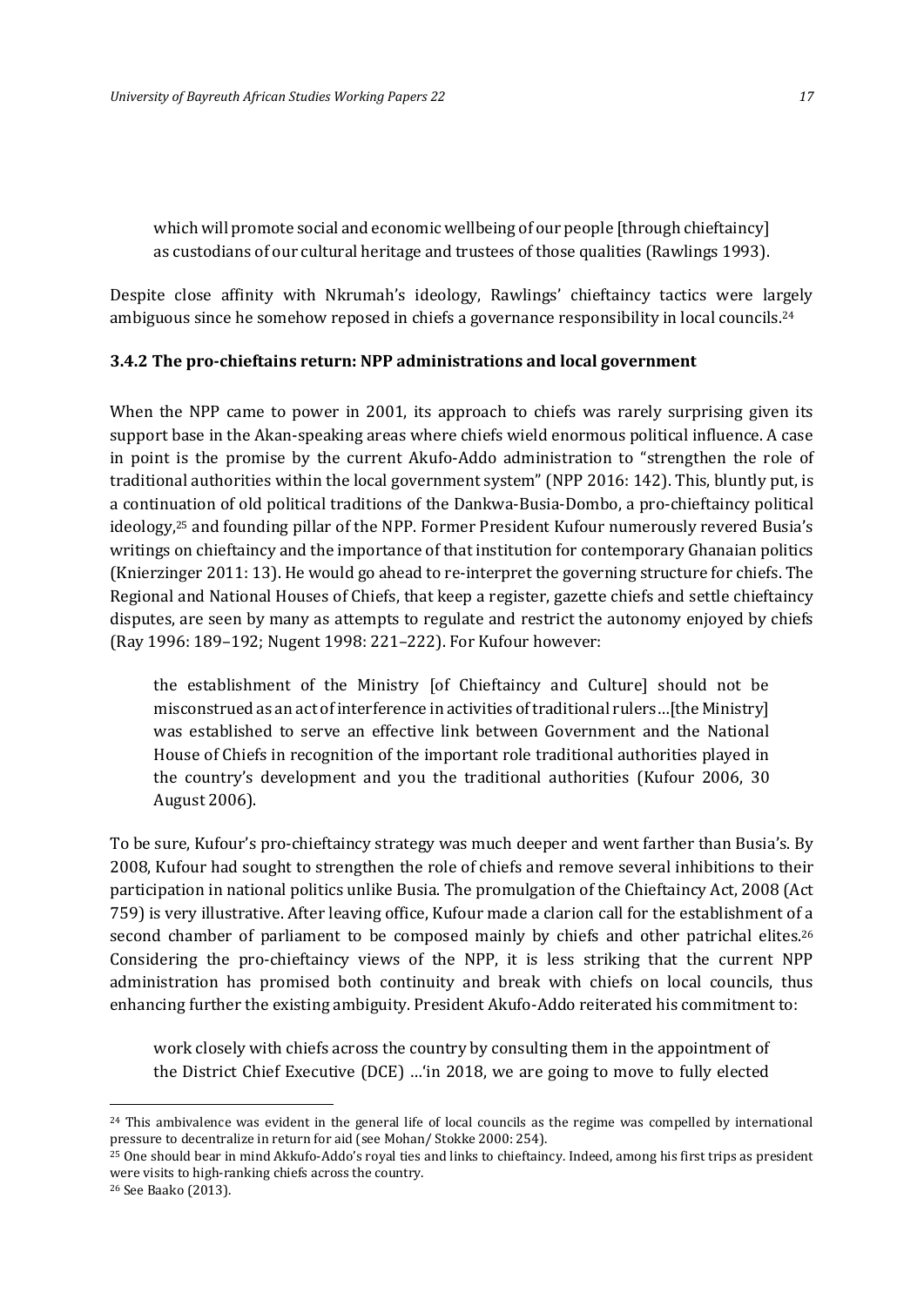> which will promote social and economic wellbeing of our people [through chieftaincy] as custodians of our cultural heritage and trustees of those qualities (Rawlings 1993).

Despite close affinity with Nkrumah's ideology, Rawlings' chieftaincy tactics were largely ambiguous since he somehow reposed in chiefs a governance responsibility in local councils.[24]

### 3.4.2 The pro-chieftains return: NPP administrations and local government

When the NPP came to power in 2001, its approach to chiefs was rarely surprising given its support base in the Akan-speaking areas where chiefs wield enormous political influence. A case in point is the promise by the current Akufo-Addo administration to "strengthen the role of traditional authorities within the local government system" (NPP 2016: 142). This, bluntly put, is a continuation of old political traditions of the Dankwa-Busia-Dombo, a pro-chieftaincy political ideology,[25] and founding pillar of the NPP. Former President Kufour numerously revered Busia's writings on chieftaincy and the importance of that institution for contemporary Ghanaian politics (Knierzinger 2011: 13). He would go ahead to re-interpret the governing structure for chiefs. The Regional and National Houses of Chiefs, that keep a register, gazette chiefs and settle chieftaincy disputes, are seen by many as attempts to regulate and restrict the autonomy enjoyed by chiefs (Ray 1996: 189–192; Nugent 1998: 221–222). For Kufour however:

> the establishment of the Ministry [of Chieftaincy and Culture] should not be misconstrued as an act of interference in activities of traditional rulers…[the Ministry] was established to serve an effective link between Government and the National House of Chiefs in recognition of the important role traditional authorities played in the country's development and you the traditional authorities (Kufour 2006, 30 August 2006).

To be sure, Kufour's pro-chieftaincy strategy was much deeper and went farther than Busia's. By 2008, Kufour had sought to strengthen the role of chiefs and remove several inhibitions to their participation in national politics unlike Busia. The promulgation of the Chieftaincy Act, 2008 (Act 759) is very illustrative. After leaving office, Kufour made a clarion call for the establishment of a second chamber of parliament to be composed mainly by chiefs and other patrichal elites.[26] Considering the pro-chieftaincy views of the NPP, it is less striking that the current NPP administration has promised both continuity and break with chiefs on local councils, thus enhancing further the existing ambiguity. President Akufo-Addo reiterated his commitment to:

> work closely with chiefs across the country by consulting them in the appointment of the District Chief Executive (DCE) …'in 2018, we are going to move to fully elected

---

[24] This ambivalence was evident in the general life of local councils as the regime was compelled by international pressure to decentralize in return for aid (see Mohan/ Stokke 2000: 254).

[25] One should bear in mind Akkufo-Addo's royal ties and links to chieftaincy. Indeed, among his first trips as president were visits to high-ranking chiefs across the country.

[26] See Baako (2013).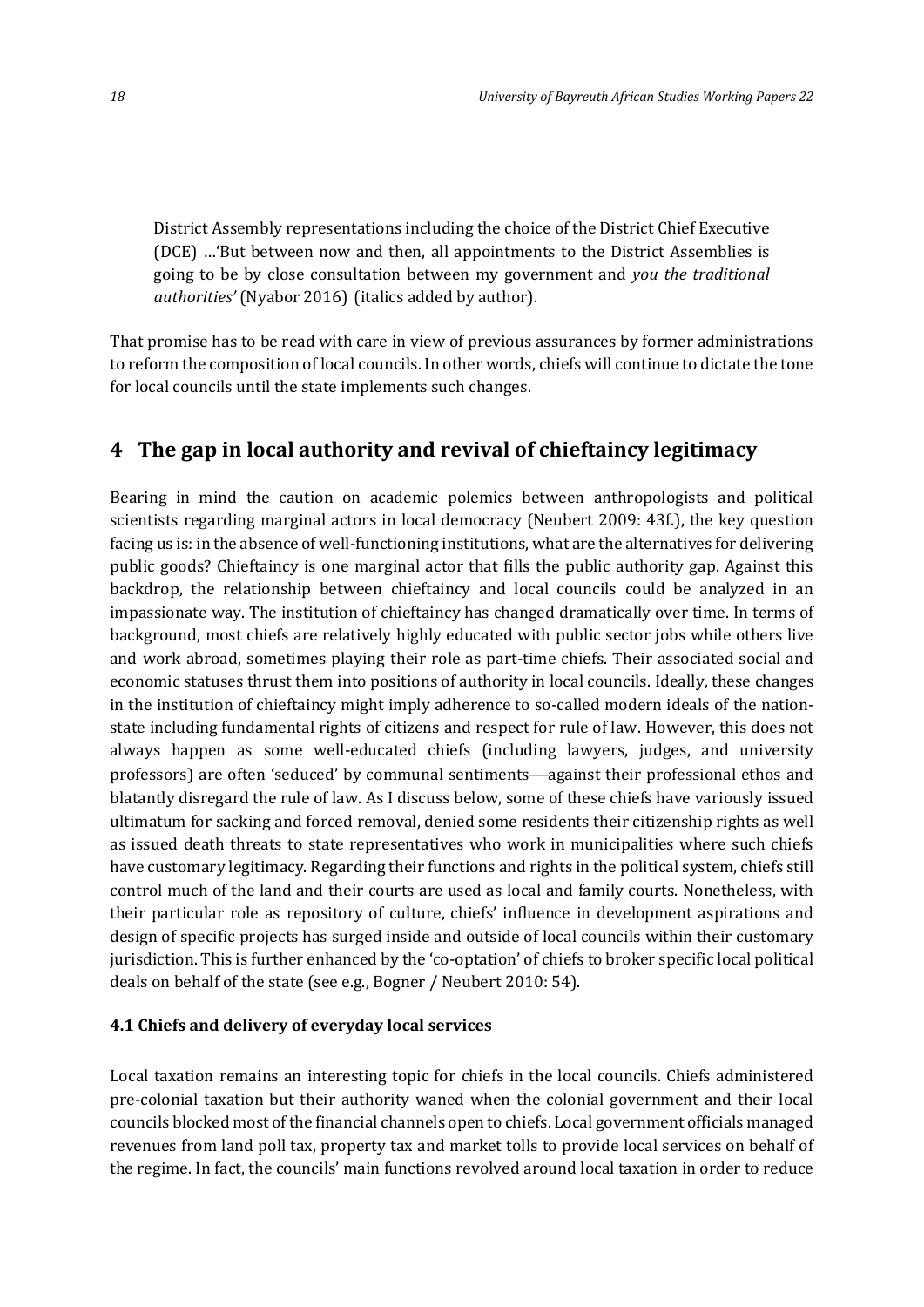> District Assembly representations including the choice of the District Chief Executive (DCE) …'But between now and then, all appointments to the District Assemblies is going to be by close consultation between my government and *you the traditional authorities'* (Nyabor 2016) (italics added by author).

That promise has to be read with care in view of previous assurances by former administrations to reform the composition of local councils. In other words, chiefs will continue to dictate the tone for local councils until the state implements such changes.

## 4 The gap in local authority and revival of chieftaincy legitimacy

Bearing in mind the caution on academic polemics between anthropologists and political scientists regarding marginal actors in local democracy (Neubert 2009: 43f.), the key question facing us is: in the absence of well-functioning institutions, what are the alternatives for delivering public goods? Chieftaincy is one marginal actor that fills the public authority gap. Against this backdrop, the relationship between chieftaincy and local councils could be analyzed in an impassionate way. The institution of chieftaincy has changed dramatically over time. In terms of background, most chiefs are relatively highly educated with public sector jobs while others live and work abroad, sometimes playing their role as part-time chiefs. Their associated social and economic statuses thrust them into positions of authority in local councils. Ideally, these changes in the institution of chieftaincy might imply adherence to so-called modern ideals of the nation-state including fundamental rights of citizens and respect for rule of law. However, this does not always happen as some well-educated chiefs (including lawyers, judges, and university professors) are often 'seduced' by communal sentiments—against their professional ethos and blatantly disregard the rule of law. As I discuss below, some of these chiefs have variously issued ultimatum for sacking and forced removal, denied some residents their citizenship rights as well as issued death threats to state representatives who work in municipalities where such chiefs have customary legitimacy. Regarding their functions and rights in the political system, chiefs still control much of the land and their courts are used as local and family courts. Nonetheless, with their particular role as repository of culture, chiefs' influence in development aspirations and design of specific projects has surged inside and outside of local councils within their customary jurisdiction. This is further enhanced by the 'co-optation' of chiefs to broker specific local political deals on behalf of the state (see e.g., Bogner / Neubert 2010: 54).

### 4.1 Chiefs and delivery of everyday local services

Local taxation remains an interesting topic for chiefs in the local councils. Chiefs administered pre-colonial taxation but their authority waned when the colonial government and their local councils blocked most of the financial channels open to chiefs. Local government officials managed revenues from land poll tax, property tax and market tolls to provide local services on behalf of the regime. In fact, the councils' main functions revolved around local taxation in order to reduce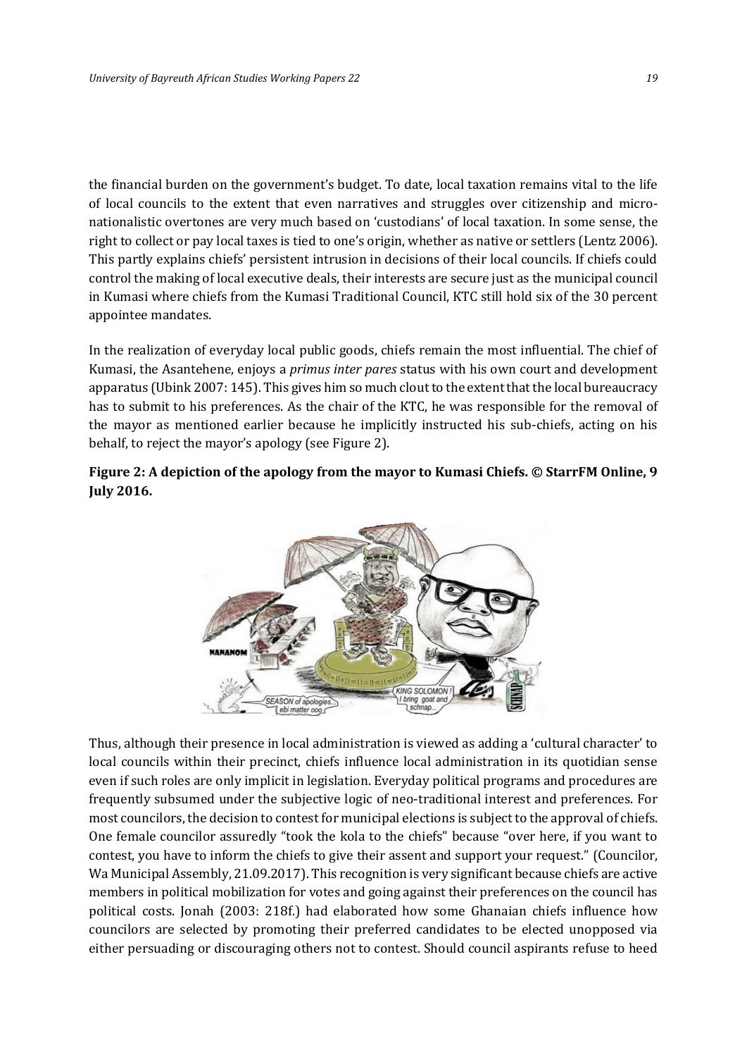the financial burden on the government's budget. To date, local taxation remains vital to the life of local councils to the extent that even narratives and struggles over citizenship and micro-nationalistic overtones are very much based on 'custodians' of local taxation. In some sense, the right to collect or pay local taxes is tied to one's origin, whether as native or settlers (Lentz 2006). This partly explains chiefs' persistent intrusion in decisions of their local councils. If chiefs could control the making of local executive deals, their interests are secure just as the municipal council in Kumasi where chiefs from the Kumasi Traditional Council, KTC still hold six of the 30 percent appointee mandates.

In the realization of everyday local public goods, chiefs remain the most influential. The chief of Kumasi, the Asantehene, enjoys a *primus inter pares* status with his own court and development apparatus (Ubink 2007: 145). This gives him so much clout to the extent that the local bureaucracy has to submit to his preferences. As the chair of the KTC, he was responsible for the removal of the mayor as mentioned earlier because he implicitly instructed his sub-chiefs, acting on his behalf, to reject the mayor's apology (see Figure 2).

**Figure 2: A depiction of the apology from the mayor to Kumasi Chiefs. © StarrFM Online, 9 July 2016.**

Thus, although their presence in local administration is viewed as adding a 'cultural character' to local councils within their precinct, chiefs influence local administration in its quotidian sense even if such roles are only implicit in legislation. Everyday political programs and procedures are frequently subsumed under the subjective logic of neo-traditional interest and preferences. For most councilors, the decision to contest for municipal elections is subject to the approval of chiefs. One female councilor assuredly "took the kola to the chiefs" because "over here, if you want to contest, you have to inform the chiefs to give their assent and support your request." (Councilor, Wa Municipal Assembly, 21.09.2017). This recognition is very significant because chiefs are active members in political mobilization for votes and going against their preferences on the council has political costs. Jonah (2003: 218f.) had elaborated how some Ghanaian chiefs influence how councilors are selected by promoting their preferred candidates to be elected unopposed via either persuading or discouraging others not to contest. Should council aspirants refuse to heed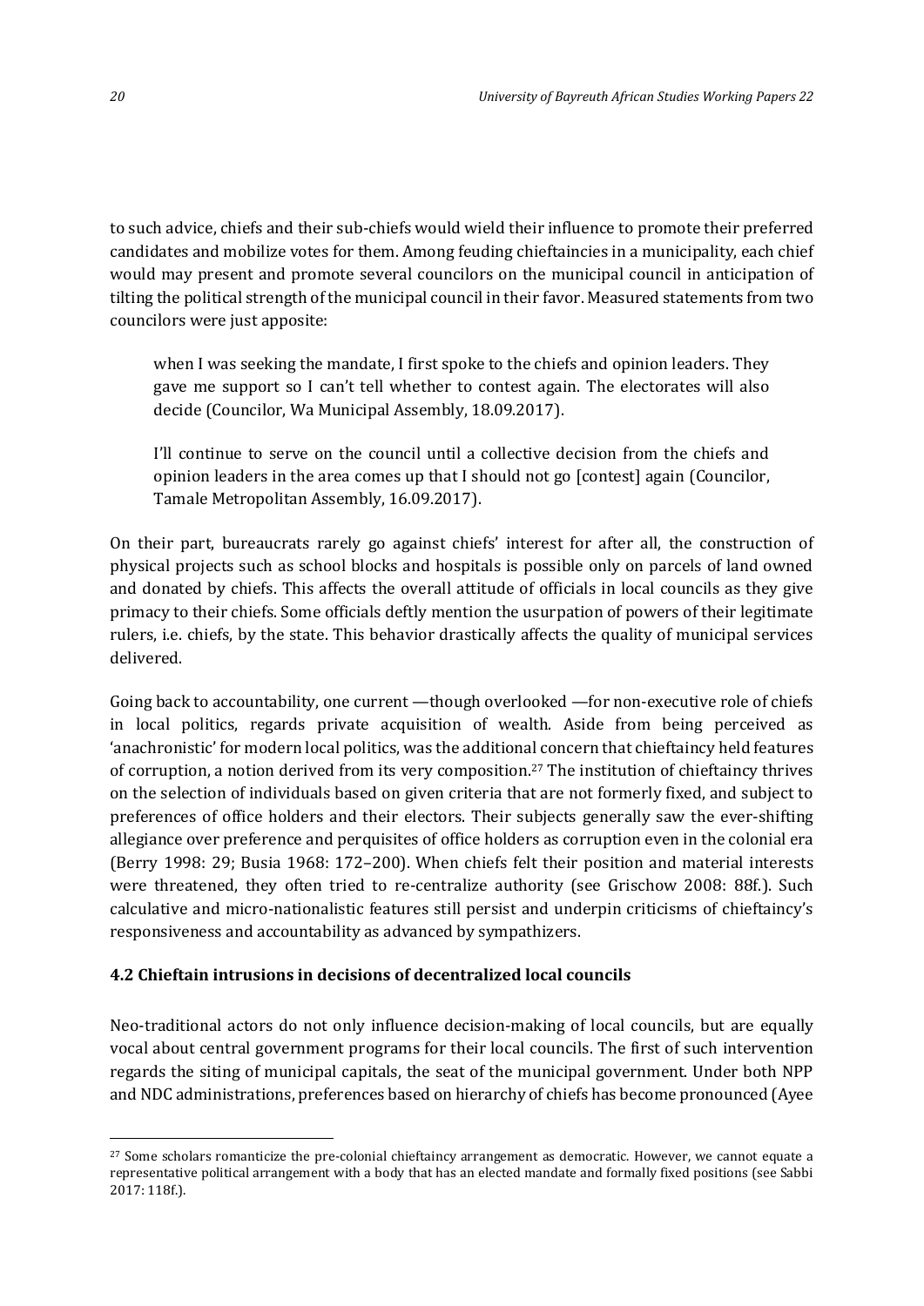to such advice, chiefs and their sub-chiefs would wield their influence to promote their preferred candidates and mobilize votes for them. Among feuding chieftaincies in a municipality, each chief would may present and promote several councilors on the municipal council in anticipation of tilting the political strength of the municipal council in their favor. Measured statements from two councilors were just apposite:

> when I was seeking the mandate, I first spoke to the chiefs and opinion leaders. They gave me support so I can't tell whether to contest again. The electorates will also decide (Councilor, Wa Municipal Assembly, 18.09.2017).

> I'll continue to serve on the council until a collective decision from the chiefs and opinion leaders in the area comes up that I should not go [contest] again (Councilor, Tamale Metropolitan Assembly, 16.09.2017).

On their part, bureaucrats rarely go against chiefs' interest for after all, the construction of physical projects such as school blocks and hospitals is possible only on parcels of land owned and donated by chiefs. This affects the overall attitude of officials in local councils as they give primacy to their chiefs. Some officials deftly mention the usurpation of powers of their legitimate rulers, i.e. chiefs, by the state. This behavior drastically affects the quality of municipal services delivered.

Going back to accountability, one current —though overlooked —for non-executive role of chiefs in local politics, regards private acquisition of wealth. Aside from being perceived as 'anachronistic' for modern local politics, was the additional concern that chieftaincy held features of corruption, a notion derived from its very composition.[27] The institution of chieftaincy thrives on the selection of individuals based on given criteria that are not formerly fixed, and subject to preferences of office holders and their electors. Their subjects generally saw the ever-shifting allegiance over preference and perquisites of office holders as corruption even in the colonial era (Berry 1998: 29; Busia 1968: 172–200). When chiefs felt their position and material interests were threatened, they often tried to re-centralize authority (see Grischow 2008: 88f.). Such calculative and micro-nationalistic features still persist and underpin criticisms of chieftaincy's responsiveness and accountability as advanced by sympathizers.

### 4.2 Chieftain intrusions in decisions of decentralized local councils

Neo-traditional actors do not only influence decision-making of local councils, but are equally vocal about central government programs for their local councils. The first of such intervention regards the siting of municipal capitals, the seat of the municipal government. Under both NPP and NDC administrations, preferences based on hierarchy of chiefs has become pronounced (Ayee

---

[27] Some scholars romanticize the pre-colonial chieftaincy arrangement as democratic. However, we cannot equate a representative political arrangement with a body that has an elected mandate and formally fixed positions (see Sabbi 2017: 118f.).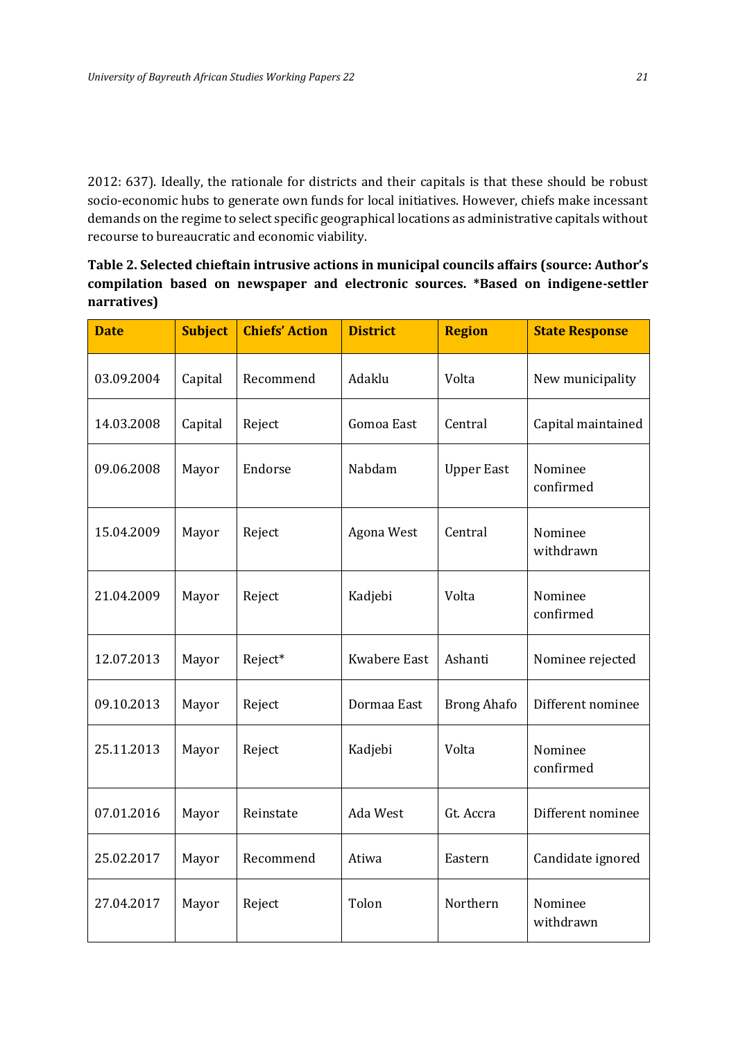2012: 637). Ideally, the rationale for districts and their capitals is that these should be robust socio-economic hubs to generate own funds for local initiatives. However, chiefs make incessant demands on the regime to select specific geographical locations as administrative capitals without recourse to bureaucratic and economic viability.

**Table 2. Selected chieftain intrusive actions in municipal councils affairs (source: Author's compilation based on newspaper and electronic sources. *Based on indigene-settler narratives)**

| Date | Subject | Chiefs' Action | District | Region | State Response |
|---|---|---|---|---|---|
| 03.09.2004 | Capital | Recommend | Adaklu | Volta | New municipality |
| 14.03.2008 | Capital | Reject | Gomoa East | Central | Capital maintained |
| 09.06.2008 | Mayor | Endorse | Nabdam | Upper East | Nominee confirmed |
| 15.04.2009 | Mayor | Reject | Agona West | Central | Nominee withdrawn |
| 21.04.2009 | Mayor | Reject | Kadjebi | Volta | Nominee confirmed |
| 12.07.2013 | Mayor | Reject* | Kwabere East | Ashanti | Nominee rejected |
| 09.10.2013 | Mayor | Reject | Dormaa East | Brong Ahafo | Different nominee |
| 25.11.2013 | Mayor | Reject | Kadjebi | Volta | Nominee confirmed |
| 07.01.2016 | Mayor | Reinstate | Ada West | Gt. Accra | Different nominee |
| 25.02.2017 | Mayor | Recommend | Atiwa | Eastern | Candidate ignored |
| 27.04.2017 | Mayor | Reject | Tolon | Northern | Nominee withdrawn |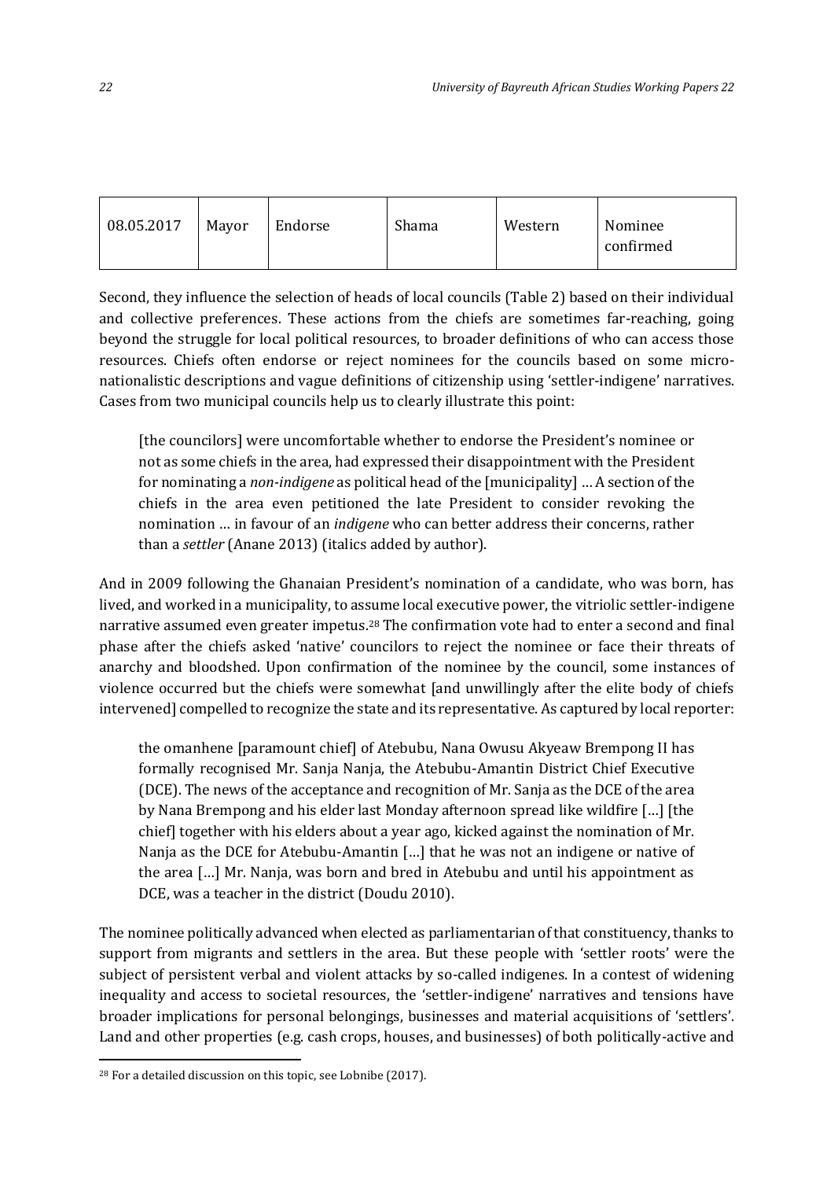| 08.05.2017 | Mayor | Endorse | Shama | Western | Nominee confirmed |
|---|---|---|---|---|---|

Second, they influence the selection of heads of local councils (Table 2) based on their individual and collective preferences. These actions from the chiefs are sometimes far-reaching, going beyond the struggle for local political resources, to broader definitions of who can access those resources. Chiefs often endorse or reject nominees for the councils based on some micro-nationalistic descriptions and vague definitions of citizenship using 'settler-indigene' narratives. Cases from two municipal councils help us to clearly illustrate this point:

> [the councilors] were uncomfortable whether to endorse the President's nominee or not as some chiefs in the area, had expressed their disappointment with the President for nominating a *non-indigene* as political head of the [municipality] … A section of the chiefs in the area even petitioned the late President to consider revoking the nomination … in favour of an *indigene* who can better address their concerns, rather than a *settler* (Anane 2013) (italics added by author).

And in 2009 following the Ghanaian President's nomination of a candidate, who was born, has lived, and worked in a municipality, to assume local executive power, the vitriolic settler-indigene narrative assumed even greater impetus.[28] The confirmation vote had to enter a second and final phase after the chiefs asked 'native' councilors to reject the nominee or face their threats of anarchy and bloodshed. Upon confirmation of the nominee by the council, some instances of violence occurred but the chiefs were somewhat [and unwillingly after the elite body of chiefs intervened] compelled to recognize the state and its representative. As captured by local reporter:

> the omanhene [paramount chief] of Atebubu, Nana Owusu Akyeaw Brempong II has formally recognised Mr. Sanja Nanja, the Atebubu-Amantin District Chief Executive (DCE). The news of the acceptance and recognition of Mr. Sanja as the DCE of the area by Nana Brempong and his elder last Monday afternoon spread like wildfire […] [the chief] together with his elders about a year ago, kicked against the nomination of Mr. Nanja as the DCE for Atebubu-Amantin […] that he was not an indigene or native of the area […] Mr. Nanja, was born and bred in Atebubu and until his appointment as DCE, was a teacher in the district (Doudu 2010).

The nominee politically advanced when elected as parliamentarian of that constituency, thanks to support from migrants and settlers in the area. But these people with 'settler roots' were the subject of persistent verbal and violent attacks by so-called indigenes. In a contest of widening inequality and access to societal resources, the 'settler-indigene' narratives and tensions have broader implications for personal belongings, businesses and material acquisitions of 'settlers'. Land and other properties (e.g. cash crops, houses, and businesses) of both politically-active and

[28] For a detailed discussion on this topic, see Lobnibe (2017).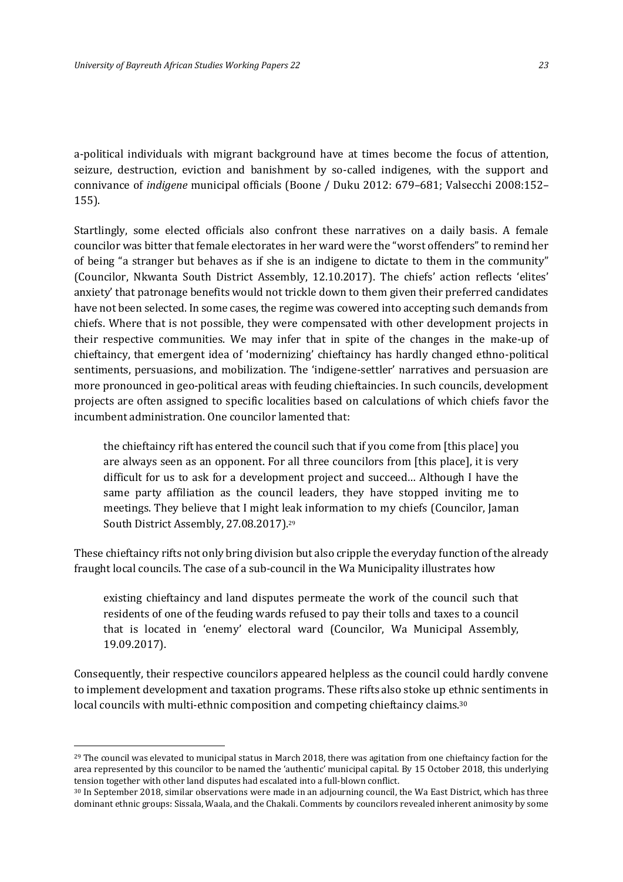a-political individuals with migrant background have at times become the focus of attention, seizure, destruction, eviction and banishment by so-called indigenes, with the support and connivance of *indigene* municipal officials (Boone / Duku 2012: 679–681; Valsecchi 2008:152–155).

Startlingly, some elected officials also confront these narratives on a daily basis. A female councilor was bitter that female electorates in her ward were the "worst offenders" to remind her of being "a stranger but behaves as if she is an indigene to dictate to them in the community" (Councilor, Nkwanta South District Assembly, 12.10.2017). The chiefs' action reflects 'elites' anxiety' that patronage benefits would not trickle down to them given their preferred candidates have not been selected. In some cases, the regime was cowered into accepting such demands from chiefs. Where that is not possible, they were compensated with other development projects in their respective communities. We may infer that in spite of the changes in the make-up of chieftaincy, that emergent idea of 'modernizing' chieftaincy has hardly changed ethno-political sentiments, persuasions, and mobilization. The 'indigene-settler' narratives and persuasion are more pronounced in geo-political areas with feuding chieftaincies. In such councils, development projects are often assigned to specific localities based on calculations of which chiefs favor the incumbent administration. One councilor lamented that:

> the chieftaincy rift has entered the council such that if you come from [this place] you are always seen as an opponent. For all three councilors from [this place], it is very difficult for us to ask for a development project and succeed… Although I have the same party affiliation as the council leaders, they have stopped inviting me to meetings. They believe that I might leak information to my chiefs (Councilor, Jaman South District Assembly, 27.08.2017).[29]

These chieftaincy rifts not only bring division but also cripple the everyday function of the already fraught local councils. The case of a sub-council in the Wa Municipality illustrates how

> existing chieftaincy and land disputes permeate the work of the council such that residents of one of the feuding wards refused to pay their tolls and taxes to a council that is located in 'enemy' electoral ward (Councilor, Wa Municipal Assembly, 19.09.2017).

Consequently, their respective councilors appeared helpless as the council could hardly convene to implement development and taxation programs. These rifts also stoke up ethnic sentiments in local councils with multi-ethnic composition and competing chieftaincy claims.[30]

---

[29] The council was elevated to municipal status in March 2018, there was agitation from one chieftaincy faction for the area represented by this councilor to be named the 'authentic' municipal capital. By 15 October 2018, this underlying tension together with other land disputes had escalated into a full-blown conflict.

[30] In September 2018, similar observations were made in an adjourning council, the Wa East District, which has three dominant ethnic groups: Sissala, Waala, and the Chakali. Comments by councilors revealed inherent animosity by some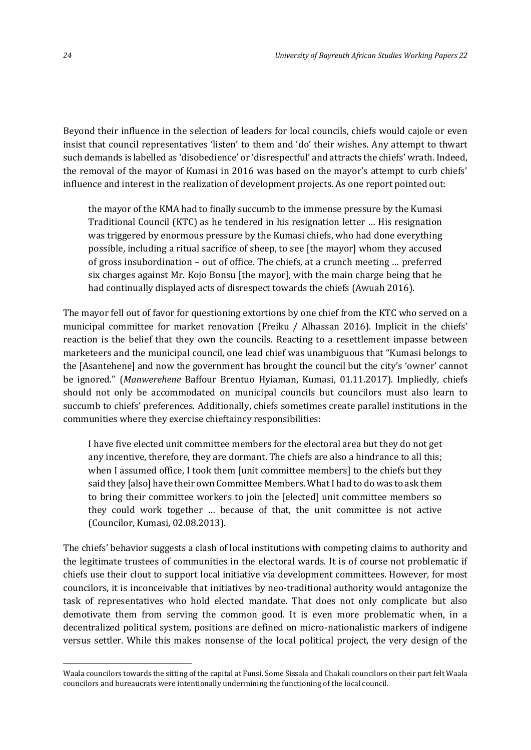Beyond their influence in the selection of leaders for local councils, chiefs would cajole or even insist that council representatives 'listen' to them and 'do' their wishes. Any attempt to thwart such demands is labelled as 'disobedience' or 'disrespectful' and attracts the chiefs' wrath. Indeed, the removal of the mayor of Kumasi in 2016 was based on the mayor's attempt to curb chiefs' influence and interest in the realization of development projects. As one report pointed out:

> the mayor of the KMA had to finally succumb to the immense pressure by the Kumasi Traditional Council (KTC) as he tendered in his resignation letter … His resignation was triggered by enormous pressure by the Kumasi chiefs, who had done everything possible, including a ritual sacrifice of sheep, to see [the mayor] whom they accused of gross insubordination – out of office. The chiefs, at a crunch meeting … preferred six charges against Mr. Kojo Bonsu [the mayor], with the main charge being that he had continually displayed acts of disrespect towards the chiefs (Awuah 2016).

The mayor fell out of favor for questioning extortions by one chief from the KTC who served on a municipal committee for market renovation (Freiku / Alhassan 2016). Implicit in the chiefs' reaction is the belief that they own the councils. Reacting to a resettlement impasse between marketeers and the municipal council, one lead chief was unambiguous that "Kumasi belongs to the [Asantehene] and now the government has brought the council but the city's 'owner' cannot be ignored." (*Manwerehene* Baffour Brentuo Hyiaman, Kumasi, 01.11.2017). Impliedly, chiefs should not only be accommodated on municipal councils but councilors must also learn to succumb to chiefs' preferences. Additionally, chiefs sometimes create parallel institutions in the communities where they exercise chieftaincy responsibilities:

> I have five elected unit committee members for the electoral area but they do not get any incentive, therefore, they are dormant. The chiefs are also a hindrance to all this; when I assumed office, I took them [unit committee members] to the chiefs but they said they [also] have their own Committee Members. What I had to do was to ask them to bring their committee workers to join the [elected] unit committee members so they could work together … because of that, the unit committee is not active (Councilor, Kumasi, 02.08.2013).

The chiefs' behavior suggests a clash of local institutions with competing claims to authority and the legitimate trustees of communities in the electoral wards. It is of course not problematic if chiefs use their clout to support local initiative via development committees. However, for most councilors, it is inconceivable that initiatives by neo-traditional authority would antagonize the task of representatives who hold elected mandate. That does not only complicate but also demotivate them from serving the common good. It is even more problematic when, in a decentralized political system, positions are defined on micro-nationalistic markers of indigene versus settler. While this makes nonsense of the local political project, the very design of the

Waala councilors towards the sitting of the capital at Funsi. Some Sissala and Chakali councilors on their part felt Waala councilors and bureaucrats were intentionally undermining the functioning of the local council.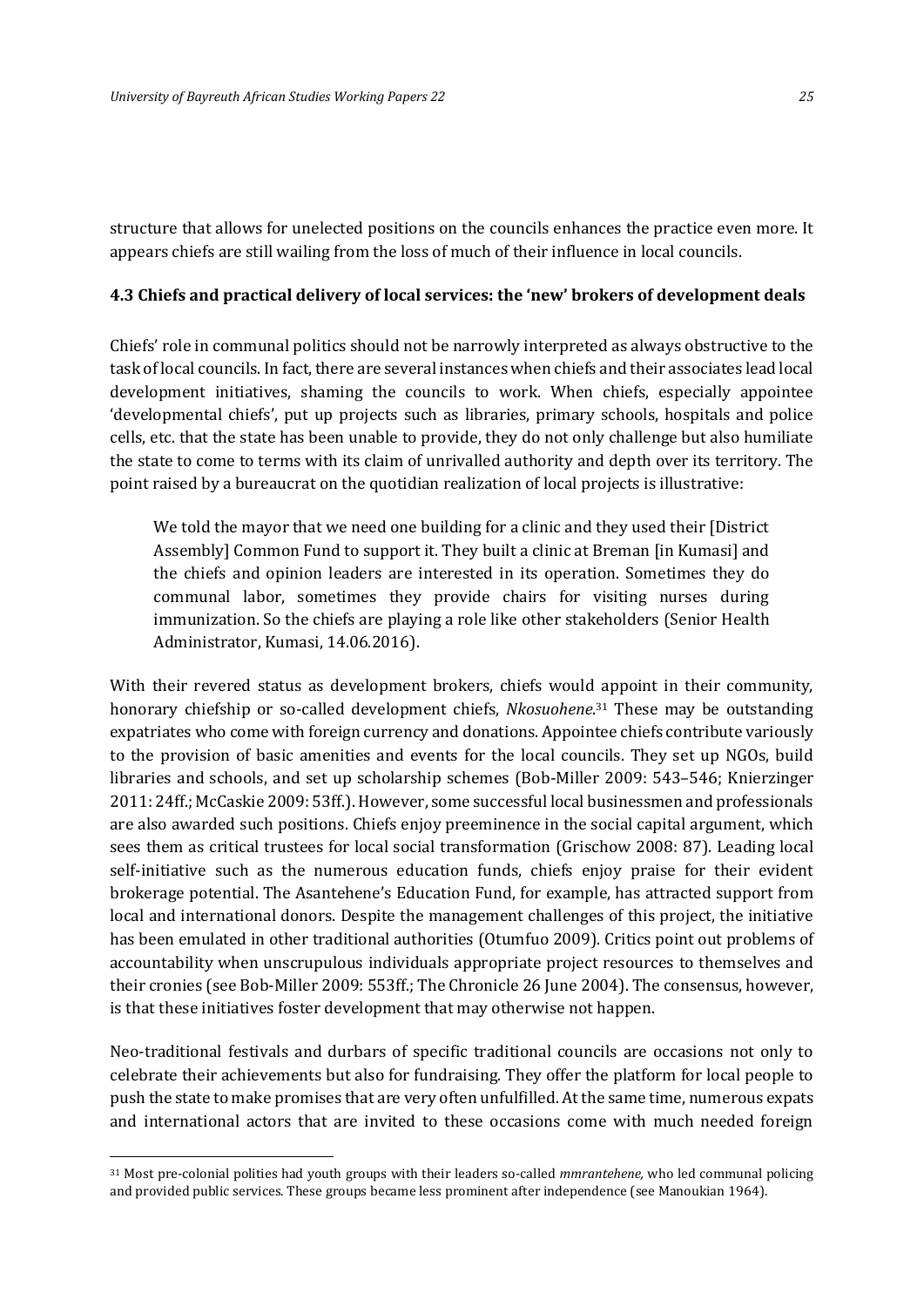structure that allows for unelected positions on the councils enhances the practice even more. It appears chiefs are still wailing from the loss of much of their influence in local councils.

### 4.3 Chiefs and practical delivery of local services: the 'new' brokers of development deals

Chiefs' role in communal politics should not be narrowly interpreted as always obstructive to the task of local councils. In fact, there are several instances when chiefs and their associates lead local development initiatives, shaming the councils to work. When chiefs, especially appointee 'developmental chiefs', put up projects such as libraries, primary schools, hospitals and police cells, etc. that the state has been unable to provide, they do not only challenge but also humiliate the state to come to terms with its claim of unrivalled authority and depth over its territory. The point raised by a bureaucrat on the quotidian realization of local projects is illustrative:

> We told the mayor that we need one building for a clinic and they used their [District Assembly] Common Fund to support it. They built a clinic at Breman [in Kumasi] and the chiefs and opinion leaders are interested in its operation. Sometimes they do communal labor, sometimes they provide chairs for visiting nurses during immunization. So the chiefs are playing a role like other stakeholders (Senior Health Administrator, Kumasi, 14.06.2016).

With their revered status as development brokers, chiefs would appoint in their community, honorary chiefship or so-called development chiefs, *Nkosuohene*.[31] These may be outstanding expatriates who come with foreign currency and donations. Appointee chiefs contribute variously to the provision of basic amenities and events for the local councils. They set up NGOs, build libraries and schools, and set up scholarship schemes (Bob-Miller 2009: 543–546; Knierzinger 2011: 24ff.; McCaskie 2009: 53ff.). However, some successful local businessmen and professionals are also awarded such positions. Chiefs enjoy preeminence in the social capital argument, which sees them as critical trustees for local social transformation (Grischow 2008: 87). Leading local self-initiative such as the numerous education funds, chiefs enjoy praise for their evident brokerage potential. The Asantehene's Education Fund, for example, has attracted support from local and international donors. Despite the management challenges of this project, the initiative has been emulated in other traditional authorities (Otumfuo 2009). Critics point out problems of accountability when unscrupulous individuals appropriate project resources to themselves and their cronies (see Bob-Miller 2009: 553ff.; The Chronicle 26 June 2004). The consensus, however, is that these initiatives foster development that may otherwise not happen.

Neo-traditional festivals and durbars of specific traditional councils are occasions not only to celebrate their achievements but also for fundraising. They offer the platform for local people to push the state to make promises that are very often unfulfilled. At the same time, numerous expats and international actors that are invited to these occasions come with much needed foreign

[31] Most pre-colonial polities had youth groups with their leaders so-called *mmrantehene*, who led communal policing and provided public services. These groups became less prominent after independence (see Manoukian 1964).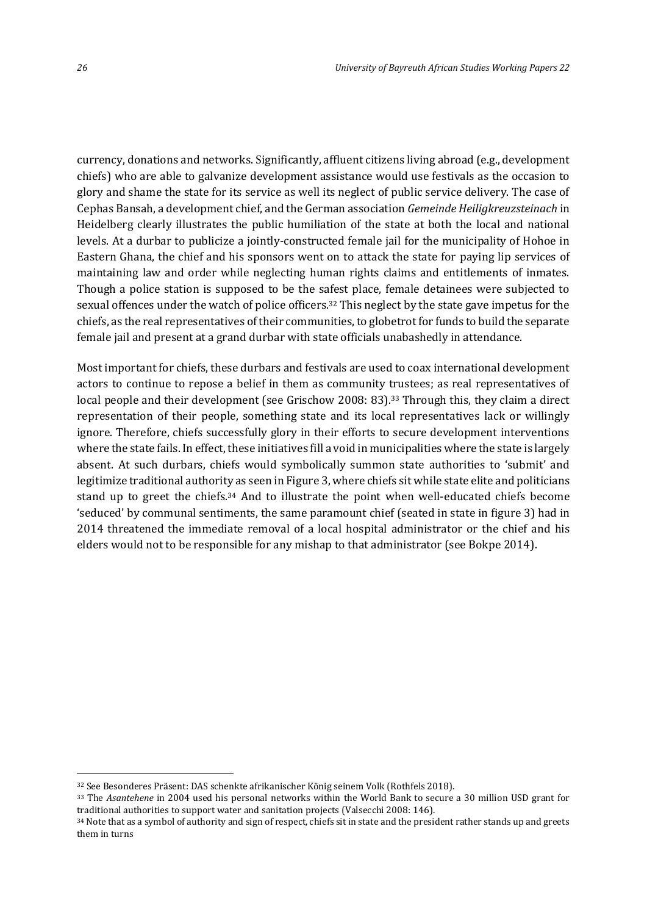currency, donations and networks. Significantly, affluent citizens living abroad (e.g., development chiefs) who are able to galvanize development assistance would use festivals as the occasion to glory and shame the state for its service as well its neglect of public service delivery. The case of Cephas Bansah, a development chief, and the German association *Gemeinde Heiligkreuzsteinach* in Heidelberg clearly illustrates the public humiliation of the state at both the local and national levels. At a durbar to publicize a jointly-constructed female jail for the municipality of Hohoe in Eastern Ghana, the chief and his sponsors went on to attack the state for paying lip services of maintaining law and order while neglecting human rights claims and entitlements of inmates. Though a police station is supposed to be the safest place, female detainees were subjected to sexual offences under the watch of police officers.[32] This neglect by the state gave impetus for the chiefs, as the real representatives of their communities, to globetrot for funds to build the separate female jail and present at a grand durbar with state officials unabashedly in attendance.

Most important for chiefs, these durbars and festivals are used to coax international development actors to continue to repose a belief in them as community trustees; as real representatives of local people and their development (see Grischow 2008: 83).[33] Through this, they claim a direct representation of their people, something state and its local representatives lack or willingly ignore. Therefore, chiefs successfully glory in their efforts to secure development interventions where the state fails. In effect, these initiatives fill a void in municipalities where the state is largely absent. At such durbars, chiefs would symbolically summon state authorities to 'submit' and legitimize traditional authority as seen in Figure 3, where chiefs sit while state elite and politicians stand up to greet the chiefs.[34] And to illustrate the point when well-educated chiefs become 'seduced' by communal sentiments, the same paramount chief (seated in state in figure 3) had in 2014 threatened the immediate removal of a local hospital administrator or the chief and his elders would not to be responsible for any mishap to that administrator (see Bokpe 2014).

---

[32] See Besonderes Präsent: DAS schenkte afrikanischer König seinem Volk (Rothfels 2018).

[33] The *Asantehene* in 2004 used his personal networks within the World Bank to secure a 30 million USD grant for traditional authorities to support water and sanitation projects (Valsecchi 2008: 146).

[34] Note that as a symbol of authority and sign of respect, chiefs sit in state and the president rather stands up and greets them in turns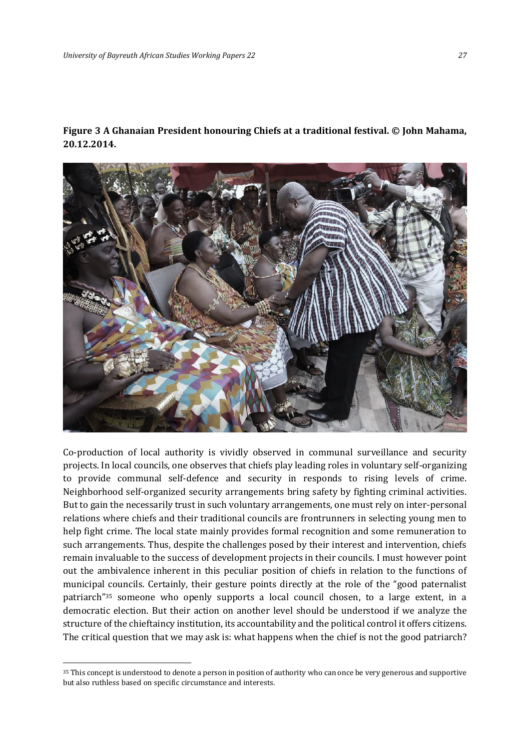**Figure 3 A Ghanaian President honouring Chiefs at a traditional festival. © John Mahama, 20.12.2014.**

Co-production of local authority is vividly observed in communal surveillance and security projects. In local councils, one observes that chiefs play leading roles in voluntary self-organizing to provide communal self-defence and security in responds to rising levels of crime. Neighborhood self-organized security arrangements bring safety by fighting criminal activities. But to gain the necessarily trust in such voluntary arrangements, one must rely on inter-personal relations where chiefs and their traditional councils are frontrunners in selecting young men to help fight crime. The local state mainly provides formal recognition and some remuneration to such arrangements. Thus, despite the challenges posed by their interest and intervention, chiefs remain invaluable to the success of development projects in their councils. I must however point out the ambivalence inherent in this peculiar position of chiefs in relation to the functions of municipal councils. Certainly, their gesture points directly at the role of the "good paternalist patriarch"[35] someone who openly supports a local council chosen, to a large extent, in a democratic election. But their action on another level should be understood if we analyze the structure of the chieftaincy institution, its accountability and the political control it offers citizens. The critical question that we may ask is: what happens when the chief is not the good patriarch?

[35] This concept is understood to denote a person in position of authority who can once be very generous and supportive but also ruthless based on specific circumstance and interests.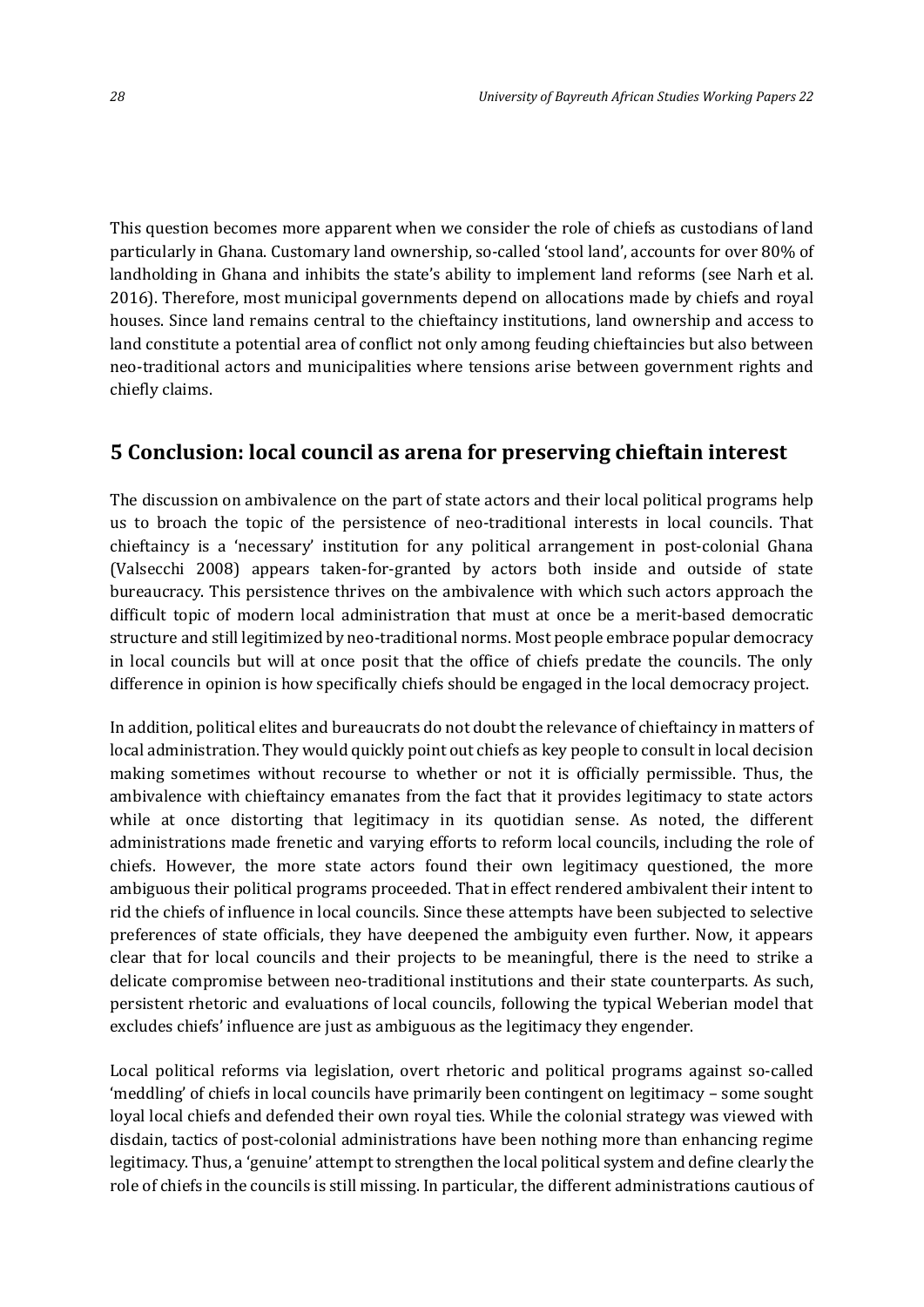This question becomes more apparent when we consider the role of chiefs as custodians of land particularly in Ghana. Customary land ownership, so-called 'stool land', accounts for over 80% of landholding in Ghana and inhibits the state's ability to implement land reforms (see Narh et al. 2016). Therefore, most municipal governments depend on allocations made by chiefs and royal houses. Since land remains central to the chieftaincy institutions, land ownership and access to land constitute a potential area of conflict not only among feuding chieftaincies but also between neo-traditional actors and municipalities where tensions arise between government rights and chiefly claims.

## 5 Conclusion: local council as arena for preserving chieftain interest

The discussion on ambivalence on the part of state actors and their local political programs help us to broach the topic of the persistence of neo-traditional interests in local councils. That chieftaincy is a 'necessary' institution for any political arrangement in post-colonial Ghana (Valsecchi 2008) appears taken-for-granted by actors both inside and outside of state bureaucracy. This persistence thrives on the ambivalence with which such actors approach the difficult topic of modern local administration that must at once be a merit-based democratic structure and still legitimized by neo-traditional norms. Most people embrace popular democracy in local councils but will at once posit that the office of chiefs predate the councils. The only difference in opinion is how specifically chiefs should be engaged in the local democracy project.

In addition, political elites and bureaucrats do not doubt the relevance of chieftaincy in matters of local administration. They would quickly point out chiefs as key people to consult in local decision making sometimes without recourse to whether or not it is officially permissible. Thus, the ambivalence with chieftaincy emanates from the fact that it provides legitimacy to state actors while at once distorting that legitimacy in its quotidian sense. As noted, the different administrations made frenetic and varying efforts to reform local councils, including the role of chiefs. However, the more state actors found their own legitimacy questioned, the more ambiguous their political programs proceeded. That in effect rendered ambivalent their intent to rid the chiefs of influence in local councils. Since these attempts have been subjected to selective preferences of state officials, they have deepened the ambiguity even further. Now, it appears clear that for local councils and their projects to be meaningful, there is the need to strike a delicate compromise between neo-traditional institutions and their state counterparts. As such, persistent rhetoric and evaluations of local councils, following the typical Weberian model that excludes chiefs' influence are just as ambiguous as the legitimacy they engender.

Local political reforms via legislation, overt rhetoric and political programs against so-called 'meddling' of chiefs in local councils have primarily been contingent on legitimacy – some sought loyal local chiefs and defended their own royal ties. While the colonial strategy was viewed with disdain, tactics of post-colonial administrations have been nothing more than enhancing regime legitimacy. Thus, a 'genuine' attempt to strengthen the local political system and define clearly the role of chiefs in the councils is still missing. In particular, the different administrations cautious of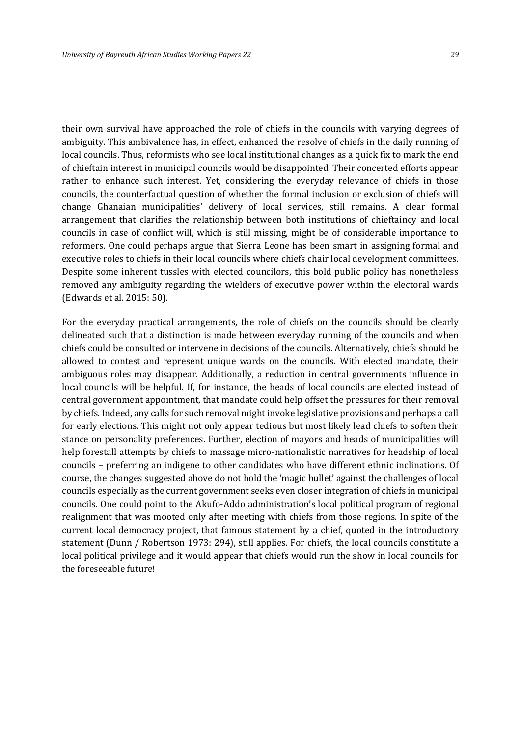their own survival have approached the role of chiefs in the councils with varying degrees of ambiguity. This ambivalence has, in effect, enhanced the resolve of chiefs in the daily running of local councils. Thus, reformists who see local institutional changes as a quick fix to mark the end of chieftain interest in municipal councils would be disappointed. Their concerted efforts appear rather to enhance such interest. Yet, considering the everyday relevance of chiefs in those councils, the counterfactual question of whether the formal inclusion or exclusion of chiefs will change Ghanaian municipalities' delivery of local services, still remains. A clear formal arrangement that clarifies the relationship between both institutions of chieftaincy and local councils in case of conflict will, which is still missing, might be of considerable importance to reformers. One could perhaps argue that Sierra Leone has been smart in assigning formal and executive roles to chiefs in their local councils where chiefs chair local development committees. Despite some inherent tussles with elected councilors, this bold public policy has nonetheless removed any ambiguity regarding the wielders of executive power within the electoral wards (Edwards et al. 2015: 50).

For the everyday practical arrangements, the role of chiefs on the councils should be clearly delineated such that a distinction is made between everyday running of the councils and when chiefs could be consulted or intervene in decisions of the councils. Alternatively, chiefs should be allowed to contest and represent unique wards on the councils. With elected mandate, their ambiguous roles may disappear. Additionally, a reduction in central governments influence in local councils will be helpful. If, for instance, the heads of local councils are elected instead of central government appointment, that mandate could help offset the pressures for their removal by chiefs. Indeed, any calls for such removal might invoke legislative provisions and perhaps a call for early elections. This might not only appear tedious but most likely lead chiefs to soften their stance on personality preferences. Further, election of mayors and heads of municipalities will help forestall attempts by chiefs to massage micro-nationalistic narratives for headship of local councils – preferring an indigene to other candidates who have different ethnic inclinations. Of course, the changes suggested above do not hold the 'magic bullet' against the challenges of local councils especially as the current government seeks even closer integration of chiefs in municipal councils. One could point to the Akufo-Addo administration's local political program of regional realignment that was mooted only after meeting with chiefs from those regions. In spite of the current local democracy project, that famous statement by a chief, quoted in the introductory statement (Dunn / Robertson 1973: 294), still applies. For chiefs, the local councils constitute a local political privilege and it would appear that chiefs would run the show in local councils for the foreseeable future!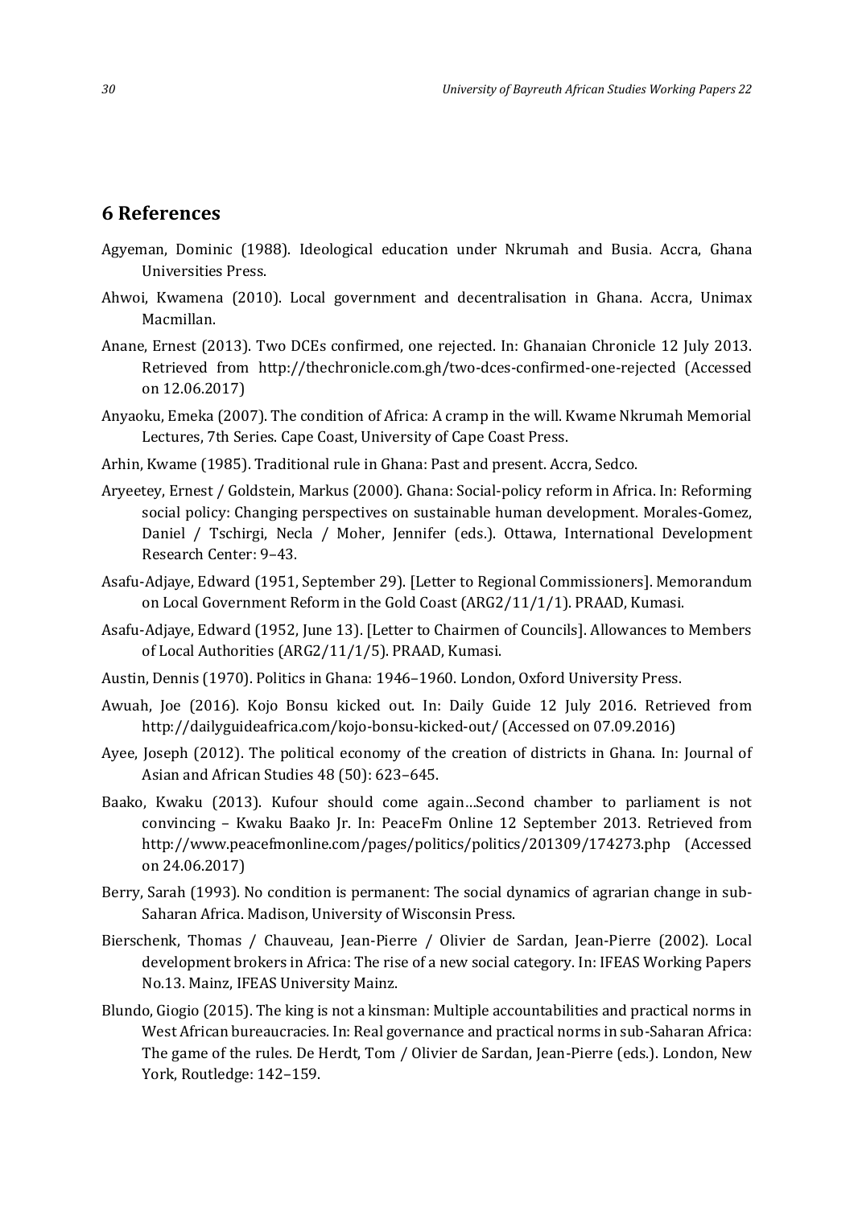## 6 References

Agyeman, Dominic (1988). Ideological education under Nkrumah and Busia. Accra, Ghana Universities Press.

Ahwoi, Kwamena (2010). Local government and decentralisation in Ghana. Accra, Unimax Macmillan.

Anane, Ernest (2013). Two DCEs confirmed, one rejected. In: Ghanaian Chronicle 12 July 2013. Retrieved from http://thechronicle.com.gh/two-dces-confirmed-one-rejected (Accessed on 12.06.2017)

Anyaoku, Emeka (2007). The condition of Africa: A cramp in the will. Kwame Nkrumah Memorial Lectures, 7th Series. Cape Coast, University of Cape Coast Press.

Arhin, Kwame (1985). Traditional rule in Ghana: Past and present. Accra, Sedco.

Aryeetey, Ernest / Goldstein, Markus (2000). Ghana: Social-policy reform in Africa. In: Reforming social policy: Changing perspectives on sustainable human development. Morales-Gomez, Daniel / Tschirgi, Necla / Moher, Jennifer (eds.). Ottawa, International Development Research Center: 9–43.

Asafu-Adjaye, Edward (1951, September 29). [Letter to Regional Commissioners]. Memorandum on Local Government Reform in the Gold Coast (ARG2/11/1/1). PRAAD, Kumasi.

Asafu-Adjaye, Edward (1952, June 13). [Letter to Chairmen of Councils]. Allowances to Members of Local Authorities (ARG2/11/1/5). PRAAD, Kumasi.

Austin, Dennis (1970). Politics in Ghana: 1946–1960. London, Oxford University Press.

Awuah, Joe (2016). Kojo Bonsu kicked out. In: Daily Guide 12 July 2016. Retrieved from http://dailyguideafrica.com/kojo-bonsu-kicked-out/ (Accessed on 07.09.2016)

Ayee, Joseph (2012). The political economy of the creation of districts in Ghana. In: Journal of Asian and African Studies 48 (50): 623–645.

Baako, Kwaku (2013). Kufour should come again…Second chamber to parliament is not convincing – Kwaku Baako Jr. In: PeaceFm Online 12 September 2013. Retrieved from http://www.peacefmonline.com/pages/politics/politics/201309/174273.php (Accessed on 24.06.2017)

Berry, Sarah (1993). No condition is permanent: The social dynamics of agrarian change in sub-Saharan Africa. Madison, University of Wisconsin Press.

Bierschenk, Thomas / Chauveau, Jean-Pierre / Olivier de Sardan, Jean-Pierre (2002). Local development brokers in Africa: The rise of a new social category. In: IFEAS Working Papers No.13. Mainz, IFEAS University Mainz.

Blundo, Giogio (2015). The king is not a kinsman: Multiple accountabilities and practical norms in West African bureaucracies. In: Real governance and practical norms in sub-Saharan Africa: The game of the rules. De Herdt, Tom / Olivier de Sardan, Jean-Pierre (eds.). London, New York, Routledge: 142–159.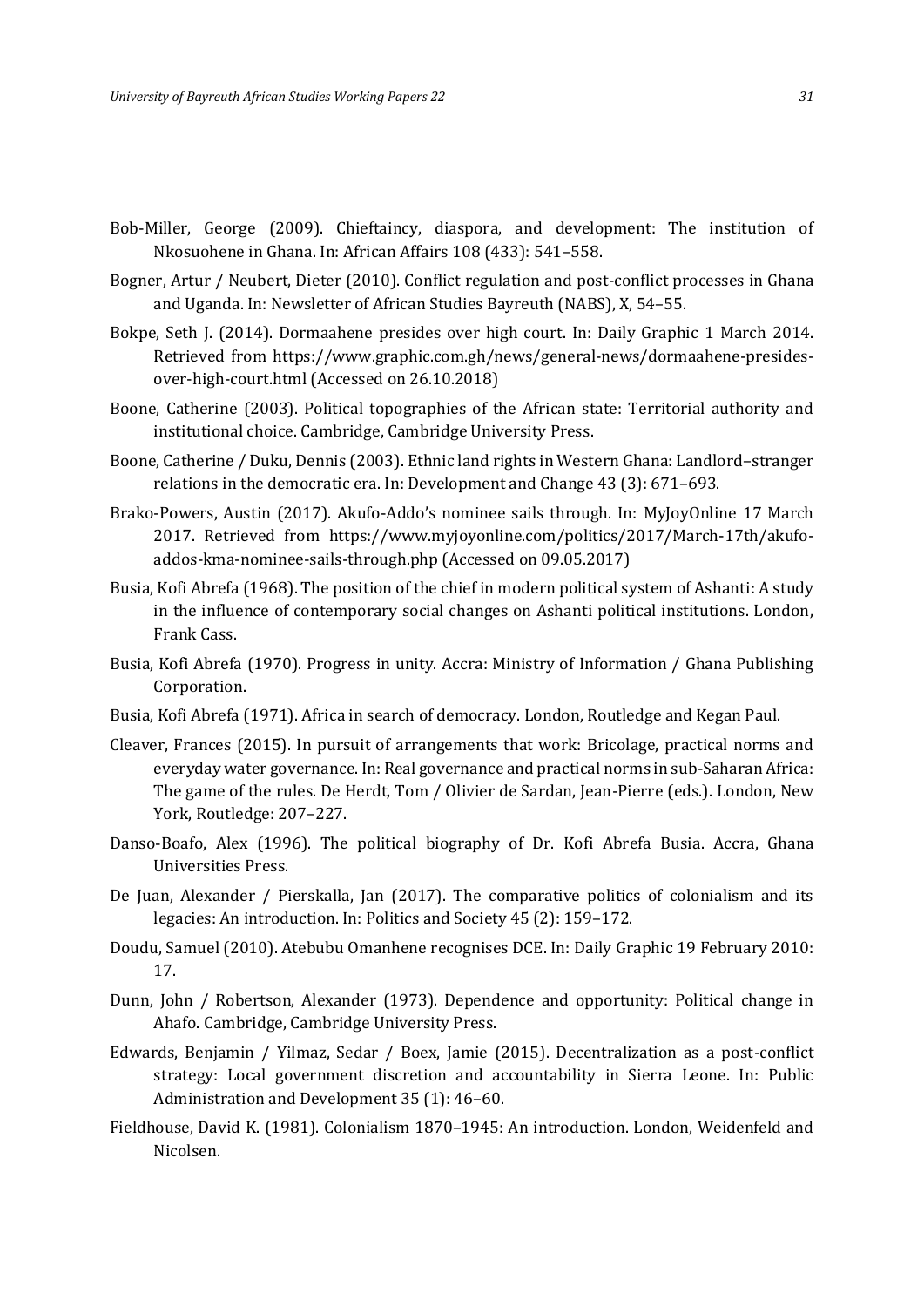Bob-Miller, George (2009). Chieftaincy, diaspora, and development: The institution of Nkosuohene in Ghana. In: African Affairs 108 (433): 541–558.

Bogner, Artur / Neubert, Dieter (2010). Conflict regulation and post-conflict processes in Ghana and Uganda. In: Newsletter of African Studies Bayreuth (NABS), X, 54–55.

Bokpe, Seth J. (2014). Dormaahene presides over high court. In: Daily Graphic 1 March 2014. Retrieved from https://www.graphic.com.gh/news/general-news/dormaahene-presides-over-high-court.html (Accessed on 26.10.2018)

Boone, Catherine (2003). Political topographies of the African state: Territorial authority and institutional choice. Cambridge, Cambridge University Press.

Boone, Catherine / Duku, Dennis (2003). Ethnic land rights in Western Ghana: Landlord–stranger relations in the democratic era. In: Development and Change 43 (3): 671–693.

Brako-Powers, Austin (2017). Akufo-Addo's nominee sails through. In: MyJoyOnline 17 March 2017. Retrieved from https://www.myjoyonline.com/politics/2017/March-17th/akufo-addos-kma-nominee-sails-through.php (Accessed on 09.05.2017)

Busia, Kofi Abrefa (1968). The position of the chief in modern political system of Ashanti: A study in the influence of contemporary social changes on Ashanti political institutions. London, Frank Cass.

Busia, Kofi Abrefa (1970). Progress in unity. Accra: Ministry of Information / Ghana Publishing Corporation.

Busia, Kofi Abrefa (1971). Africa in search of democracy. London, Routledge and Kegan Paul.

Cleaver, Frances (2015). In pursuit of arrangements that work: Bricolage, practical norms and everyday water governance. In: Real governance and practical norms in sub-Saharan Africa: The game of the rules. De Herdt, Tom / Olivier de Sardan, Jean-Pierre (eds.). London, New York, Routledge: 207–227.

Danso-Boafo, Alex (1996). The political biography of Dr. Kofi Abrefa Busia. Accra, Ghana Universities Press.

De Juan, Alexander / Pierskalla, Jan (2017). The comparative politics of colonialism and its legacies: An introduction. In: Politics and Society 45 (2): 159–172.

Doudu, Samuel (2010). Atebubu Omanhene recognises DCE. In: Daily Graphic 19 February 2010: 17.

Dunn, John / Robertson, Alexander (1973). Dependence and opportunity: Political change in Ahafo. Cambridge, Cambridge University Press.

Edwards, Benjamin / Yilmaz, Sedar / Boex, Jamie (2015). Decentralization as a post-conflict strategy: Local government discretion and accountability in Sierra Leone. In: Public Administration and Development 35 (1): 46–60.

Fieldhouse, David K. (1981). Colonialism 1870–1945: An introduction. London, Weidenfeld and Nicolsen.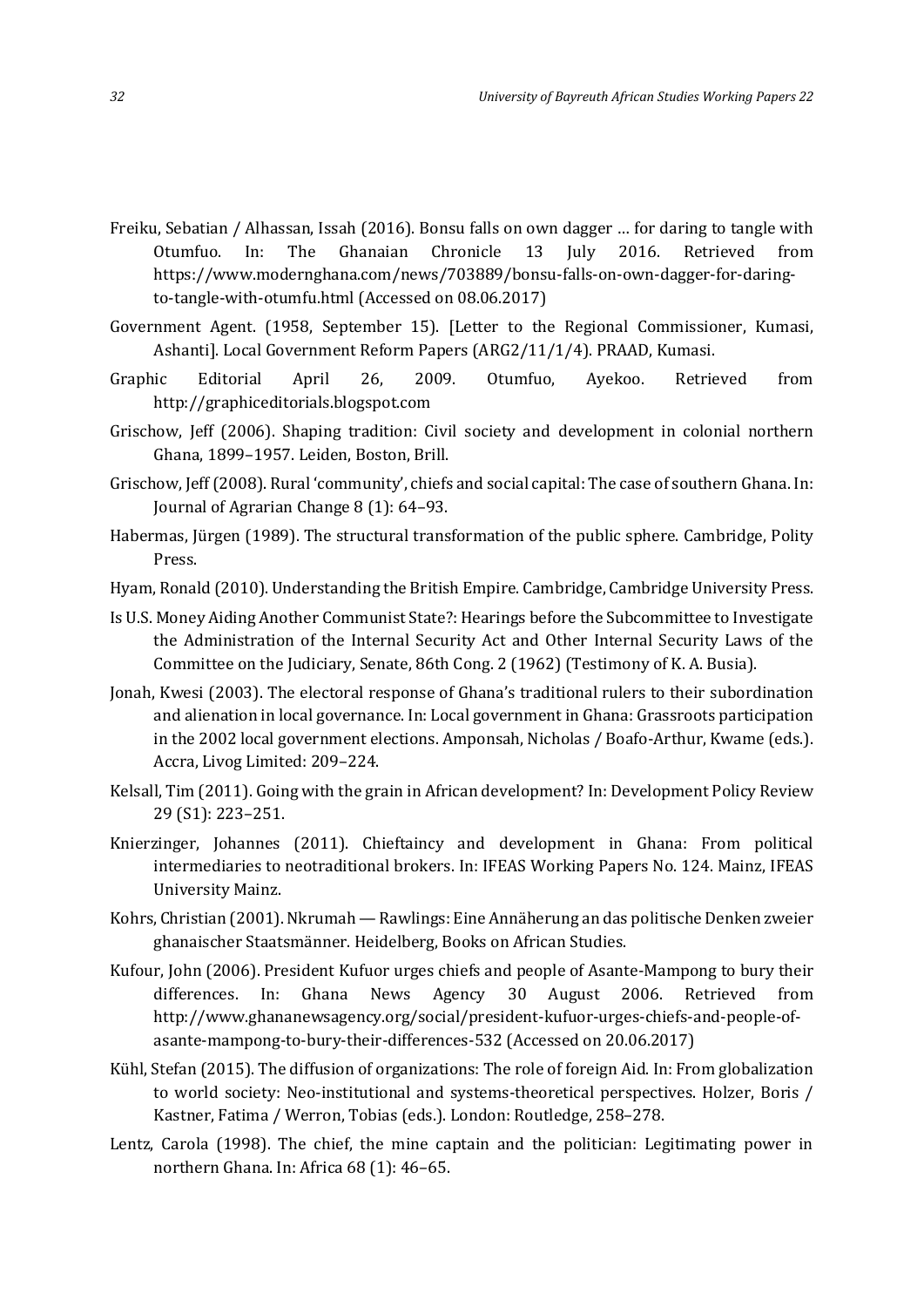Freiku, Sebatian / Alhassan, Issah (2016). Bonsu falls on own dagger … for daring to tangle with Otumfuo. In: The Ghanaian Chronicle 13 July 2016. Retrieved from https://www.modernghana.com/news/703889/bonsu-falls-on-own-dagger-for-daring-to-tangle-with-otumfu.html (Accessed on 08.06.2017)

Government Agent. (1958, September 15). [Letter to the Regional Commissioner, Kumasi, Ashanti]. Local Government Reform Papers (ARG2/11/1/4). PRAAD, Kumasi.

Graphic Editorial April 26, 2009. Otumfuo, Ayekoo. Retrieved from http://graphiceditorials.blogspot.com

Grischow, Jeff (2006). Shaping tradition: Civil society and development in colonial northern Ghana, 1899–1957. Leiden, Boston, Brill.

Grischow, Jeff (2008). Rural 'community', chiefs and social capital: The case of southern Ghana. In: Journal of Agrarian Change 8 (1): 64–93.

Habermas, Jürgen (1989). The structural transformation of the public sphere. Cambridge, Polity Press.

Hyam, Ronald (2010). Understanding the British Empire. Cambridge, Cambridge University Press.

Is U.S. Money Aiding Another Communist State?: Hearings before the Subcommittee to Investigate the Administration of the Internal Security Act and Other Internal Security Laws of the Committee on the Judiciary, Senate, 86th Cong. 2 (1962) (Testimony of K. A. Busia).

Jonah, Kwesi (2003). The electoral response of Ghana's traditional rulers to their subordination and alienation in local governance. In: Local government in Ghana: Grassroots participation in the 2002 local government elections. Amponsah, Nicholas / Boafo-Arthur, Kwame (eds.). Accra, Livog Limited: 209–224.

Kelsall, Tim (2011). Going with the grain in African development? In: Development Policy Review 29 (S1): 223–251.

Knierzinger, Johannes (2011). Chieftaincy and development in Ghana: From political intermediaries to neotraditional brokers. In: IFEAS Working Papers No. 124. Mainz, IFEAS University Mainz.

Kohrs, Christian (2001). Nkrumah — Rawlings: Eine Annäherung an das politische Denken zweier ghanaischer Staatsmänner. Heidelberg, Books on African Studies.

Kufuor, John (2006). President Kufuor urges chiefs and people of Asante-Mampong to bury their differences. In: Ghana News Agency 30 August 2006. Retrieved from http://www.ghananewsagency.org/social/president-kufuor-urges-chiefs-and-people-of-asante-mampong-to-bury-their-differences-532 (Accessed on 20.06.2017)

Kühl, Stefan (2015). The diffusion of organizations: The role of foreign Aid. In: From globalization to world society: Neo-institutional and systems-theoretical perspectives. Holzer, Boris / Kastner, Fatima / Werron, Tobias (eds.). London: Routledge, 258–278.

Lentz, Carola (1998). The chief, the mine captain and the politician: Legitimating power in northern Ghana. In: Africa 68 (1): 46–65.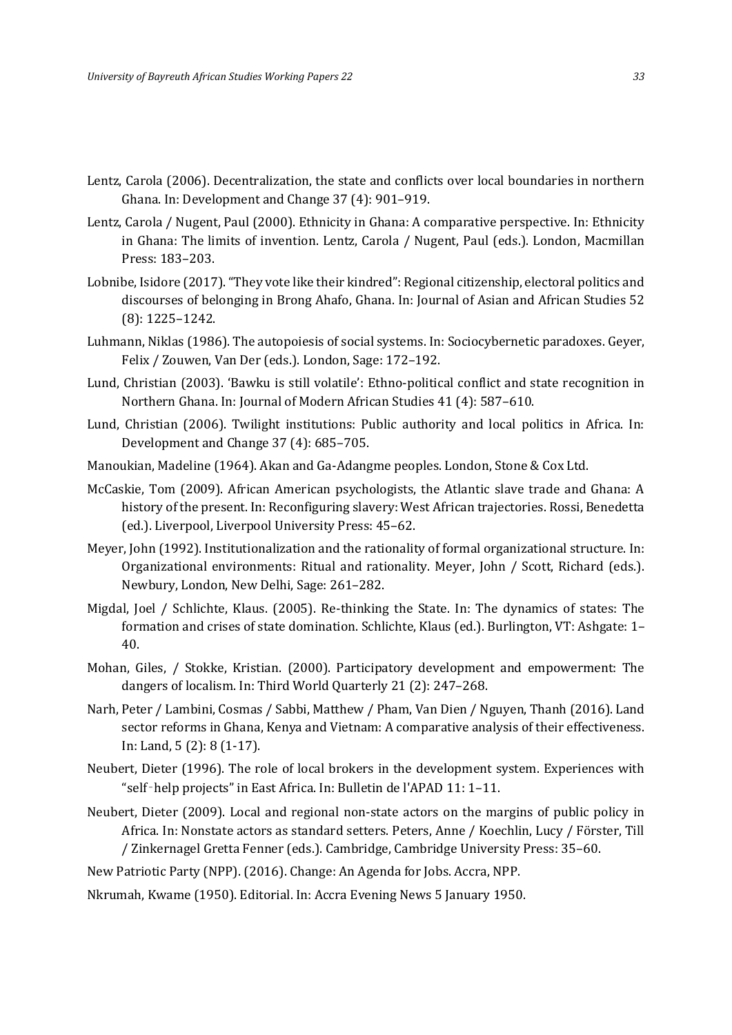Lentz, Carola (2006). Decentralization, the state and conflicts over local boundaries in northern Ghana. In: Development and Change 37 (4): 901–919.

Lentz, Carola / Nugent, Paul (2000). Ethnicity in Ghana: A comparative perspective. In: Ethnicity in Ghana: The limits of invention. Lentz, Carola / Nugent, Paul (eds.). London, Macmillan Press: 183–203.

Lobnibe, Isidore (2017). "They vote like their kindred": Regional citizenship, electoral politics and discourses of belonging in Brong Ahafo, Ghana. In: Journal of Asian and African Studies 52 (8): 1225–1242.

Luhmann, Niklas (1986). The autopoiesis of social systems. In: Sociocybernetic paradoxes. Geyer, Felix / Zouwen, Van Der (eds.). London, Sage: 172–192.

Lund, Christian (2003). 'Bawku is still volatile': Ethno-political conflict and state recognition in Northern Ghana. In: Journal of Modern African Studies 41 (4): 587–610.

Lund, Christian (2006). Twilight institutions: Public authority and local politics in Africa. In: Development and Change 37 (4): 685–705.

Manoukian, Madeline (1964). Akan and Ga-Adangme peoples. London, Stone & Cox Ltd.

McCaskie, Tom (2009). African American psychologists, the Atlantic slave trade and Ghana: A history of the present. In: Reconfiguring slavery: West African trajectories. Rossi, Benedetta (ed.). Liverpool, Liverpool University Press: 45–62.

Meyer, John (1992). Institutionalization and the rationality of formal organizational structure. In: Organizational environments: Ritual and rationality. Meyer, John / Scott, Richard (eds.). Newbury, London, New Delhi, Sage: 261–282.

Migdal, Joel / Schlichte, Klaus. (2005). Re-thinking the State. In: The dynamics of states: The formation and crises of state domination. Schlichte, Klaus (ed.). Burlington, VT: Ashgate: 1–40.

Mohan, Giles, / Stokke, Kristian. (2000). Participatory development and empowerment: The dangers of localism. In: Third World Quarterly 21 (2): 247–268.

Narh, Peter / Lambini, Cosmas / Sabbi, Matthew / Pham, Van Dien / Nguyen, Thanh (2016). Land sector reforms in Ghana, Kenya and Vietnam: A comparative analysis of their effectiveness. In: Land, 5 (2): 8 (1-17).

Neubert, Dieter (1996). The role of local brokers in the development system. Experiences with "self-help projects" in East Africa. In: Bulletin de l'APAD 11: 1–11.

Neubert, Dieter (2009). Local and regional non-state actors on the margins of public policy in Africa. In: Nonstate actors as standard setters. Peters, Anne / Koechlin, Lucy / Förster, Till / Zinkernagel Gretta Fenner (eds.). Cambridge, Cambridge University Press: 35–60.

New Patriotic Party (NPP). (2016). Change: An Agenda for Jobs. Accra, NPP.

Nkrumah, Kwame (1950). Editorial. In: Accra Evening News 5 January 1950.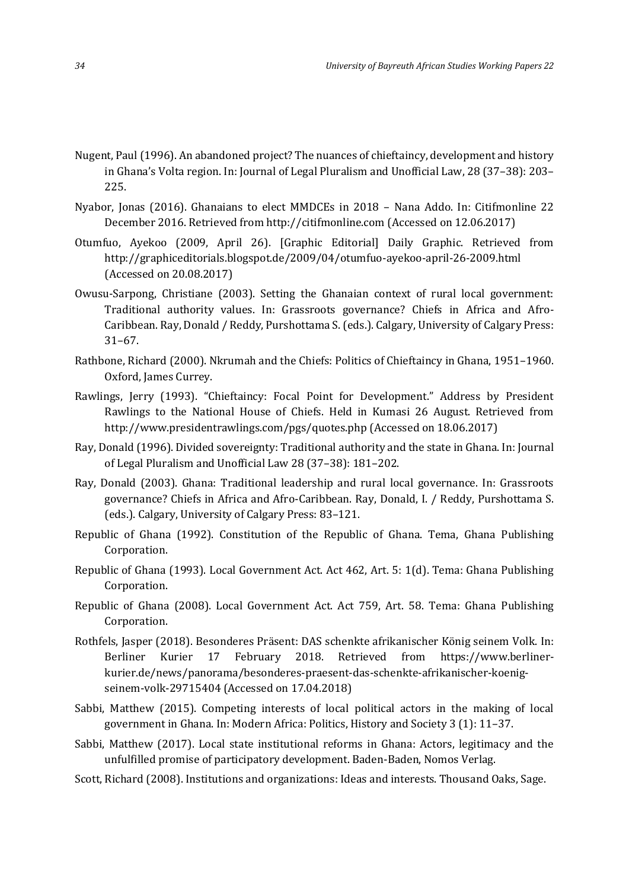Nugent, Paul (1996). An abandoned project? The nuances of chieftaincy, development and history in Ghana's Volta region. In: Journal of Legal Pluralism and Unofficial Law, 28 (37–38): 203–225.

Nyabor, Jonas (2016). Ghanaians to elect MMDCEs in 2018 – Nana Addo. In: Citifmonline 22 December 2016. Retrieved from http://citifmonline.com (Accessed on 12.06.2017)

Otumfuo, Ayekoo (2009, April 26). [Graphic Editorial] Daily Graphic. Retrieved from http://graphiceditorials.blogspot.de/2009/04/otumfuo-ayekoo-april-26-2009.html (Accessed on 20.08.2017)

Owusu-Sarpong, Christiane (2003). Setting the Ghanaian context of rural local government: Traditional authority values. In: Grassroots governance? Chiefs in Africa and Afro-Caribbean. Ray, Donald / Reddy, Purshottama S. (eds.). Calgary, University of Calgary Press: 31–67.

Rathbone, Richard (2000). Nkrumah and the Chiefs: Politics of Chieftaincy in Ghana, 1951–1960. Oxford, James Currey.

Rawlings, Jerry (1993). "Chieftaincy: Focal Point for Development." Address by President Rawlings to the National House of Chiefs. Held in Kumasi 26 August. Retrieved from http://www.presidentrawlings.com/pgs/quotes.php (Accessed on 18.06.2017)

Ray, Donald (1996). Divided sovereignty: Traditional authority and the state in Ghana. In: Journal of Legal Pluralism and Unofficial Law 28 (37–38): 181–202.

Ray, Donald (2003). Ghana: Traditional leadership and rural local governance. In: Grassroots governance? Chiefs in Africa and Afro-Caribbean. Ray, Donald, I. / Reddy, Purshottama S. (eds.). Calgary, University of Calgary Press: 83–121.

Republic of Ghana (1992). Constitution of the Republic of Ghana. Tema, Ghana Publishing Corporation.

Republic of Ghana (1993). Local Government Act. Act 462, Art. 5: 1(d). Tema: Ghana Publishing Corporation.

Republic of Ghana (2008). Local Government Act. Act 759, Art. 58. Tema: Ghana Publishing Corporation.

Rothfels, Jasper (2018). Besonderes Präsent: DAS schenkte afrikanischer König seinem Volk. In: Berliner Kurier 17 February 2018. Retrieved from https://www.berliner-kurier.de/news/panorama/besonderes-praesent-das-schenkte-afrikanischer-koenig-seinem-volk-29715404 (Accessed on 17.04.2018)

Sabbi, Matthew (2015). Competing interests of local political actors in the making of local government in Ghana. In: Modern Africa: Politics, History and Society 3 (1): 11–37.

Sabbi, Matthew (2017). Local state institutional reforms in Ghana: Actors, legitimacy and the unfulfilled promise of participatory development. Baden-Baden, Nomos Verlag.

Scott, Richard (2008). Institutions and organizations: Ideas and interests. Thousand Oaks, Sage.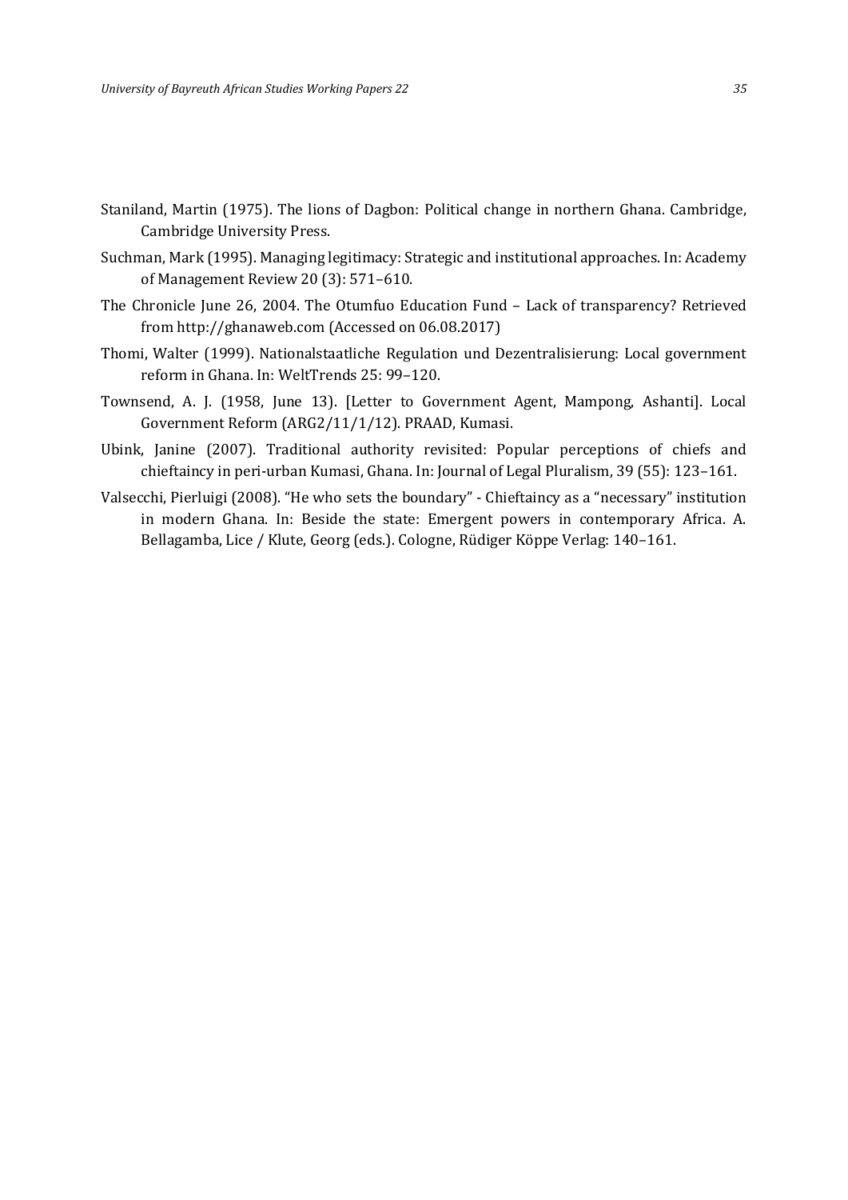Staniland, Martin (1975). The lions of Dagbon: Political change in northern Ghana. Cambridge, Cambridge University Press.

Suchman, Mark (1995). Managing legitimacy: Strategic and institutional approaches. In: Academy of Management Review 20 (3): 571–610.

The Chronicle June 26, 2004. The Otumfuo Education Fund – Lack of transparency? Retrieved from http://ghanaweb.com (Accessed on 06.08.2017)

Thomi, Walter (1999). Nationalstaatliche Regulation und Dezentralisierung: Local government reform in Ghana. In: WeltTrends 25: 99–120.

Townsend, A. J. (1958, June 13). [Letter to Government Agent, Mampong, Ashanti]. Local Government Reform (ARG2/11/1/12). PRAAD, Kumasi.

Ubink, Janine (2007). Traditional authority revisited: Popular perceptions of chiefs and chieftaincy in peri-urban Kumasi, Ghana. In: Journal of Legal Pluralism, 39 (55): 123–161.

Valsecchi, Pierluigi (2008). "He who sets the boundary" - Chieftaincy as a "necessary" institution in modern Ghana. In: Beside the state: Emergent powers in contemporary Africa. A. Bellagamba, Lice / Klute, Georg (eds.). Cologne, Rüdiger Köppe Verlag: 140–161.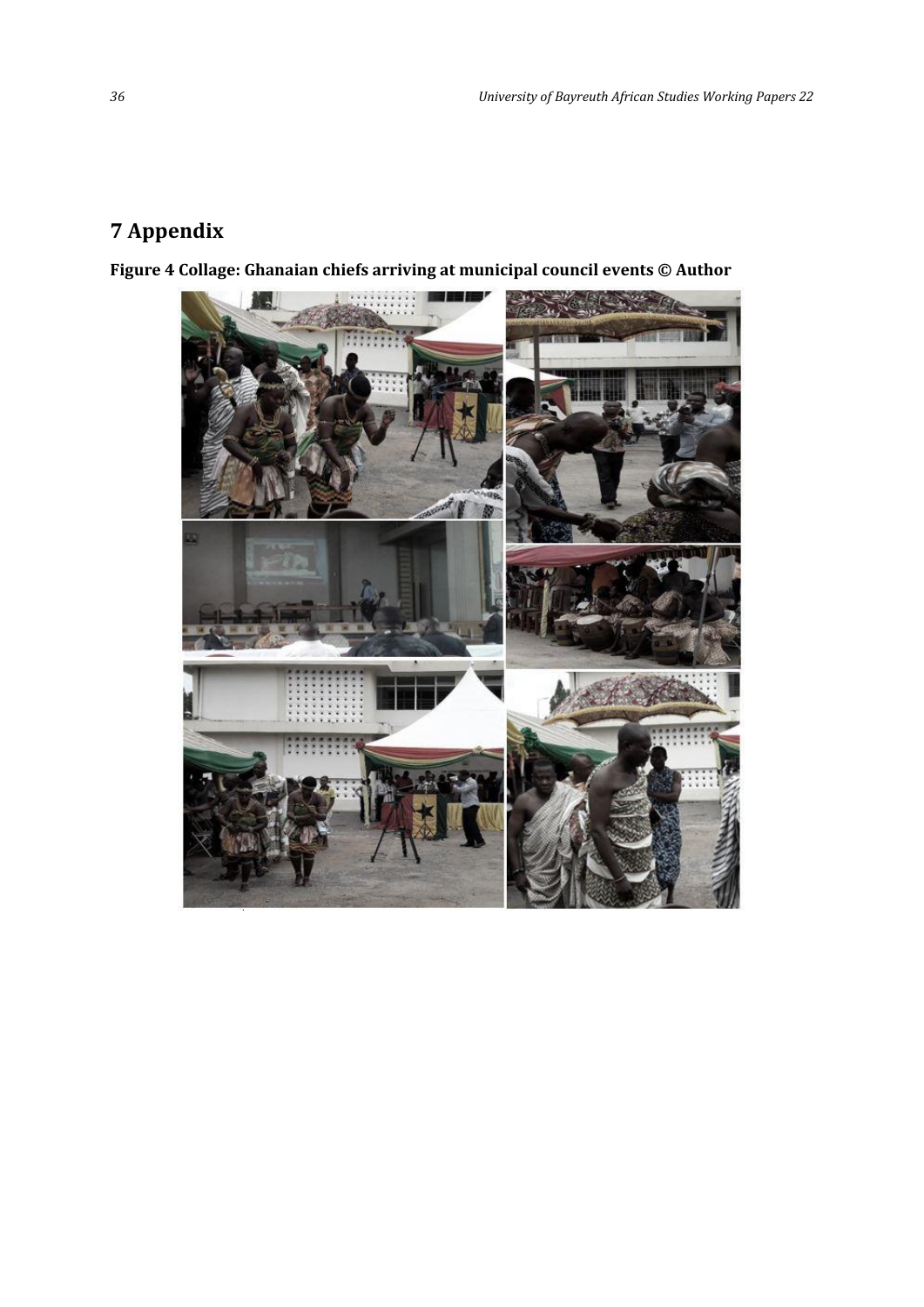# 7 Appendix

**Figure 4 Collage: Ghanaian chiefs arriving at municipal council events © Author**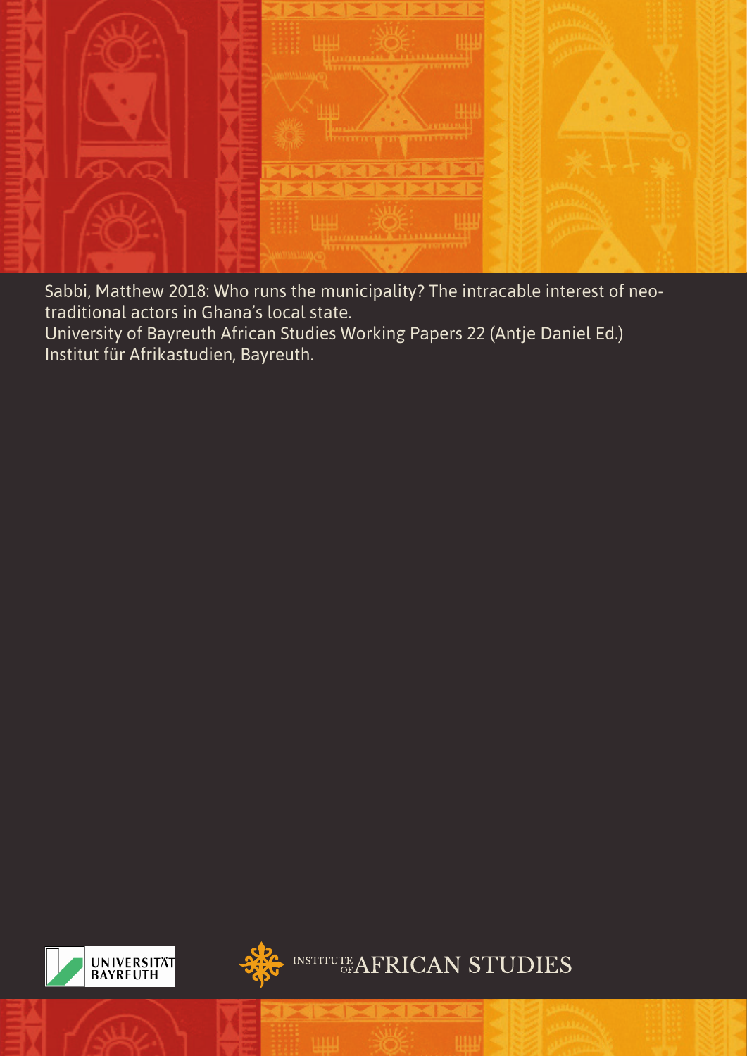Sabbi, Matthew 2018: Who runs the municipality? The intracable interest of neo-traditional actors in Ghana's local state.
University of Bayreuth African Studies Working Papers 22 (Antje Daniel Ed.)
Institut für Afrikastudien, Bayreuth.

UNIVERSITÄT BAYREUTH

INSTITUTE OF AFRICAN STUDIES